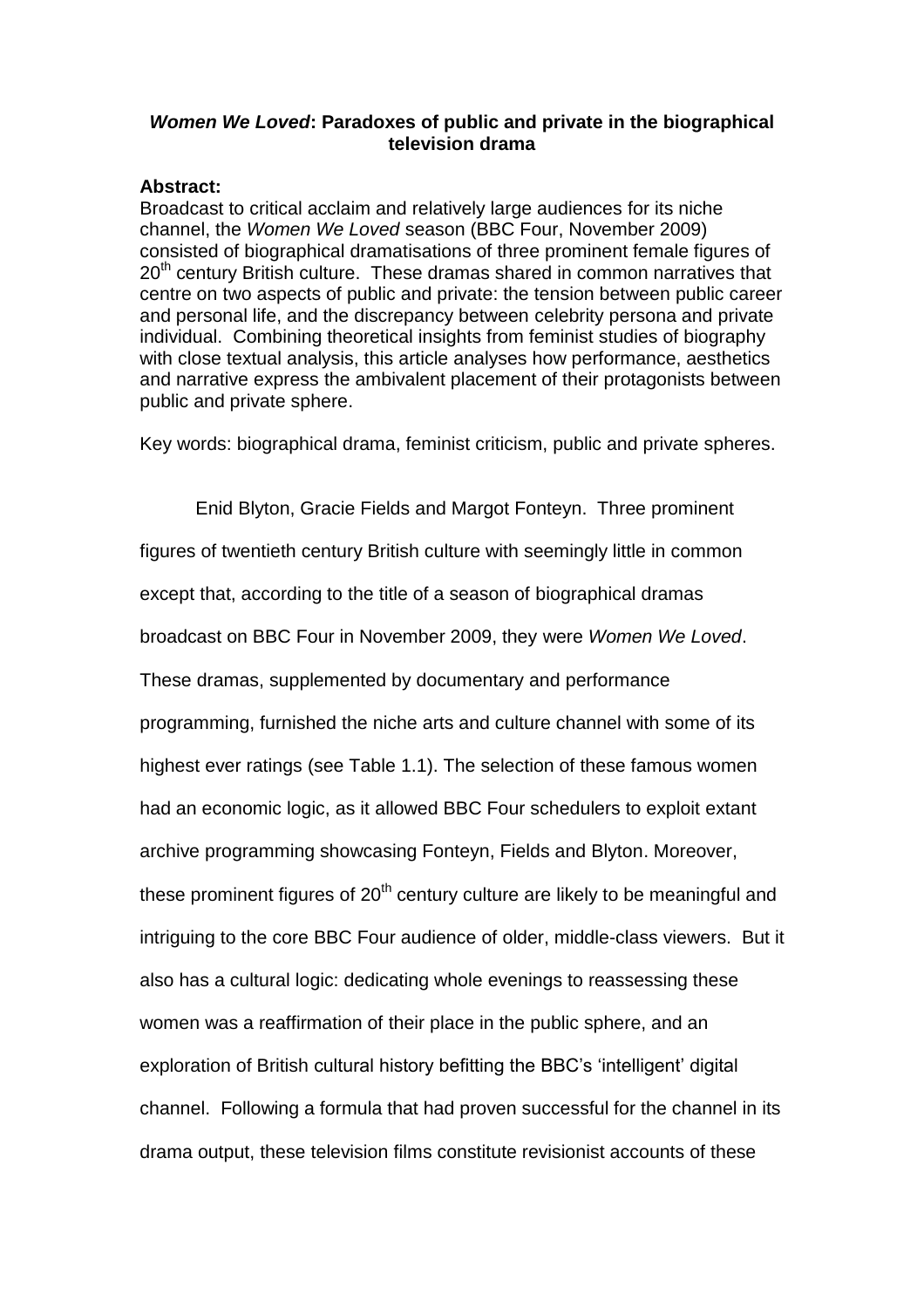# ***Women We Loved*: Paradoxes of public and private in the biographical television drama**

**Abstract:**

Broadcast to critical acclaim and relatively large audiences for its niche channel, the *Women We Loved* season (BBC Four, November 2009) consisted of biographical dramatisations of three prominent female figures of 20th century British culture. These dramas shared in common narratives that centre on two aspects of public and private: the tension between public career and personal life, and the discrepancy between celebrity persona and private individual. Combining theoretical insights from feminist studies of biography with close textual analysis, this article analyses how performance, aesthetics and narrative express the ambivalent placement of their protagonists between public and private sphere.

Key words: biographical drama, feminist criticism, public and private spheres.

Enid Blyton, Gracie Fields and Margot Fonteyn. Three prominent figures of twentieth century British culture with seemingly little in common except that, according to the title of a season of biographical dramas broadcast on BBC Four in November 2009, they were *Women We Loved*. These dramas, supplemented by documentary and performance programming, furnished the niche arts and culture channel with some of its highest ever ratings (see Table 1.1). The selection of these famous women had an economic logic, as it allowed BBC Four schedulers to exploit extant archive programming showcasing Fonteyn, Fields and Blyton. Moreover, these prominent figures of 20th century culture are likely to be meaningful and intriguing to the core BBC Four audience of older, middle-class viewers. But it also has a cultural logic: dedicating whole evenings to reassessing these women was a reaffirmation of their place in the public sphere, and an exploration of British cultural history befitting the BBC's 'intelligent' digital channel. Following a formula that had proven successful for the channel in its drama output, these television films constitute revisionist accounts of these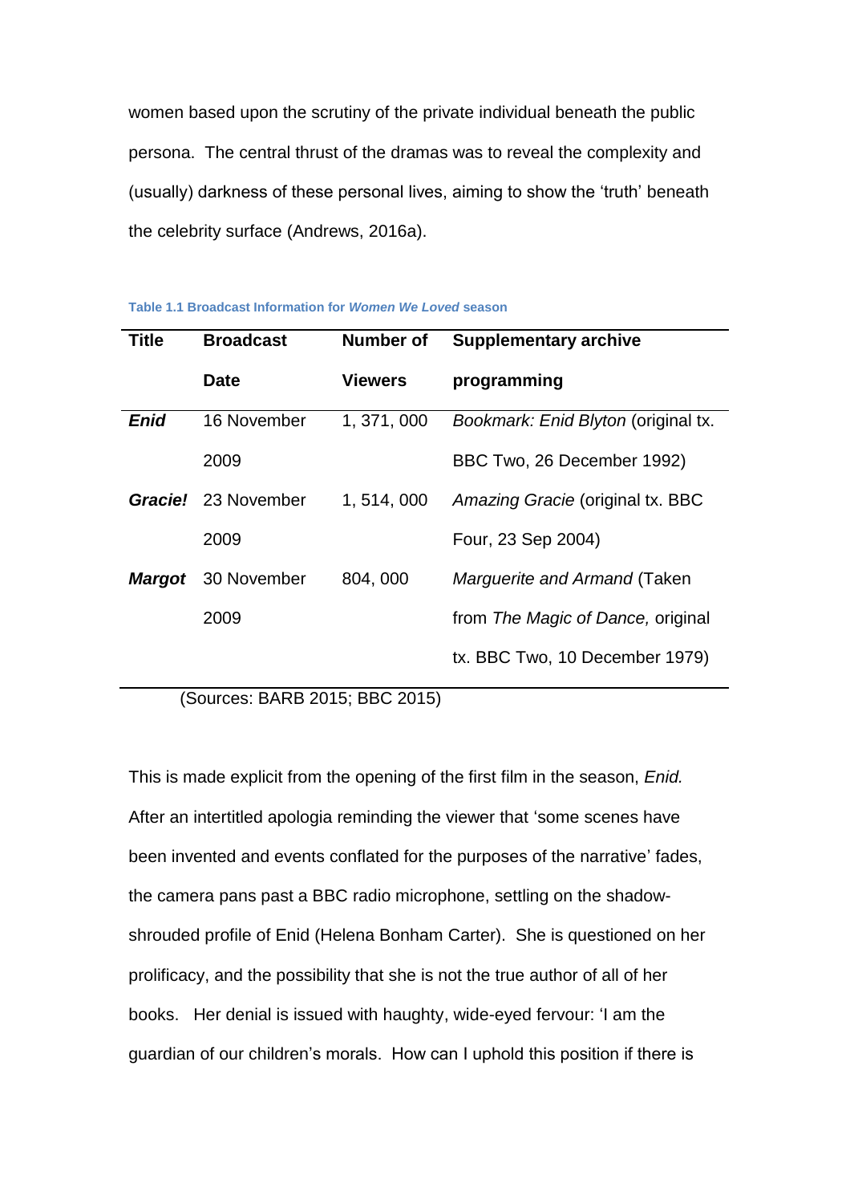women based upon the scrutiny of the private individual beneath the public persona. The central thrust of the dramas was to reveal the complexity and (usually) darkness of these personal lives, aiming to show the 'truth' beneath the celebrity surface (Andrews, 2016a).

**Table 1.1 Broadcast Information for *Women We Loved* season**

| Title | Broadcast Date | Number of Viewers | Supplementary archive programming |
|---|---|---|---|
| ***Enid*** | 16 November 2009 | 1, 371, 000 | *Bookmark: Enid Blyton* (original tx. BBC Two, 26 December 1992) |
| ***Gracie!*** | 23 November 2009 | 1, 514, 000 | *Amazing Gracie* (original tx. BBC Four, 23 Sep 2004) |
| ***Margot*** | 30 November 2009 | 804, 000 | *Marguerite and Armand* (Taken from *The Magic of Dance,* original tx. BBC Two, 10 December 1979) |

(Sources: BARB 2015; BBC 2015)

This is made explicit from the opening of the first film in the season, *Enid.* After an intertitled apologia reminding the viewer that 'some scenes have been invented and events conflated for the purposes of the narrative' fades, the camera pans past a BBC radio microphone, settling on the shadow-shrouded profile of Enid (Helena Bonham Carter). She is questioned on her prolificacy, and the possibility that she is not the true author of all of her books. Her denial is issued with haughty, wide-eyed fervour: 'I am the guardian of our children's morals. How can I uphold this position if there is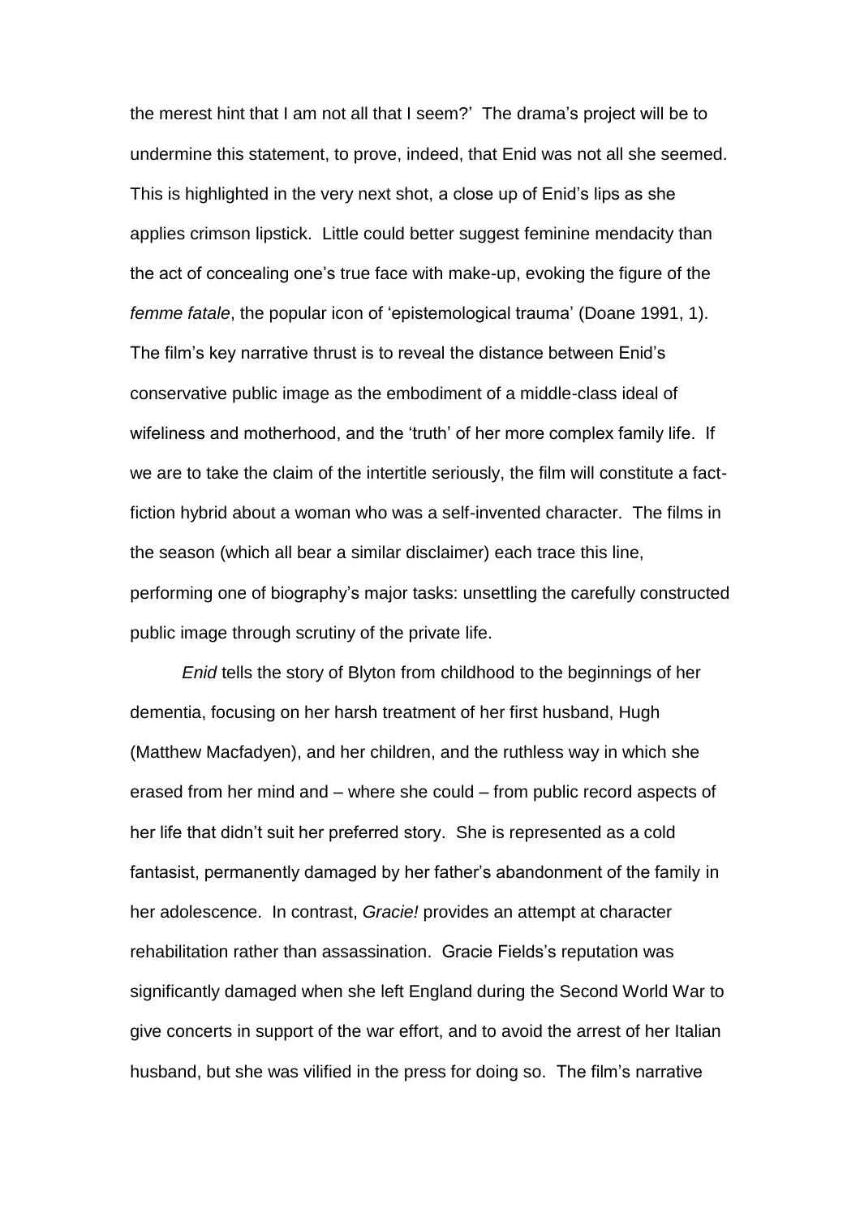the merest hint that I am not all that I seem?' The drama's project will be to undermine this statement, to prove, indeed, that Enid was not all she seemed. This is highlighted in the very next shot, a close up of Enid's lips as she applies crimson lipstick. Little could better suggest feminine mendacity than the act of concealing one's true face with make-up, evoking the figure of the *femme fatale*, the popular icon of 'epistemological trauma' (Doane 1991, 1). The film's key narrative thrust is to reveal the distance between Enid's conservative public image as the embodiment of a middle-class ideal of wifeliness and motherhood, and the 'truth' of her more complex family life. If we are to take the claim of the intertitle seriously, the film will constitute a fact-fiction hybrid about a woman who was a self-invented character. The films in the season (which all bear a similar disclaimer) each trace this line, performing one of biography's major tasks: unsettling the carefully constructed public image through scrutiny of the private life.

*Enid* tells the story of Blyton from childhood to the beginnings of her dementia, focusing on her harsh treatment of her first husband, Hugh (Matthew Macfadyen), and her children, and the ruthless way in which she erased from her mind and – where she could – from public record aspects of her life that didn't suit her preferred story. She is represented as a cold fantasist, permanently damaged by her father's abandonment of the family in her adolescence. In contrast, *Gracie!* provides an attempt at character rehabilitation rather than assassination. Gracie Fields's reputation was significantly damaged when she left England during the Second World War to give concerts in support of the war effort, and to avoid the arrest of her Italian husband, but she was vilified in the press for doing so. The film's narrative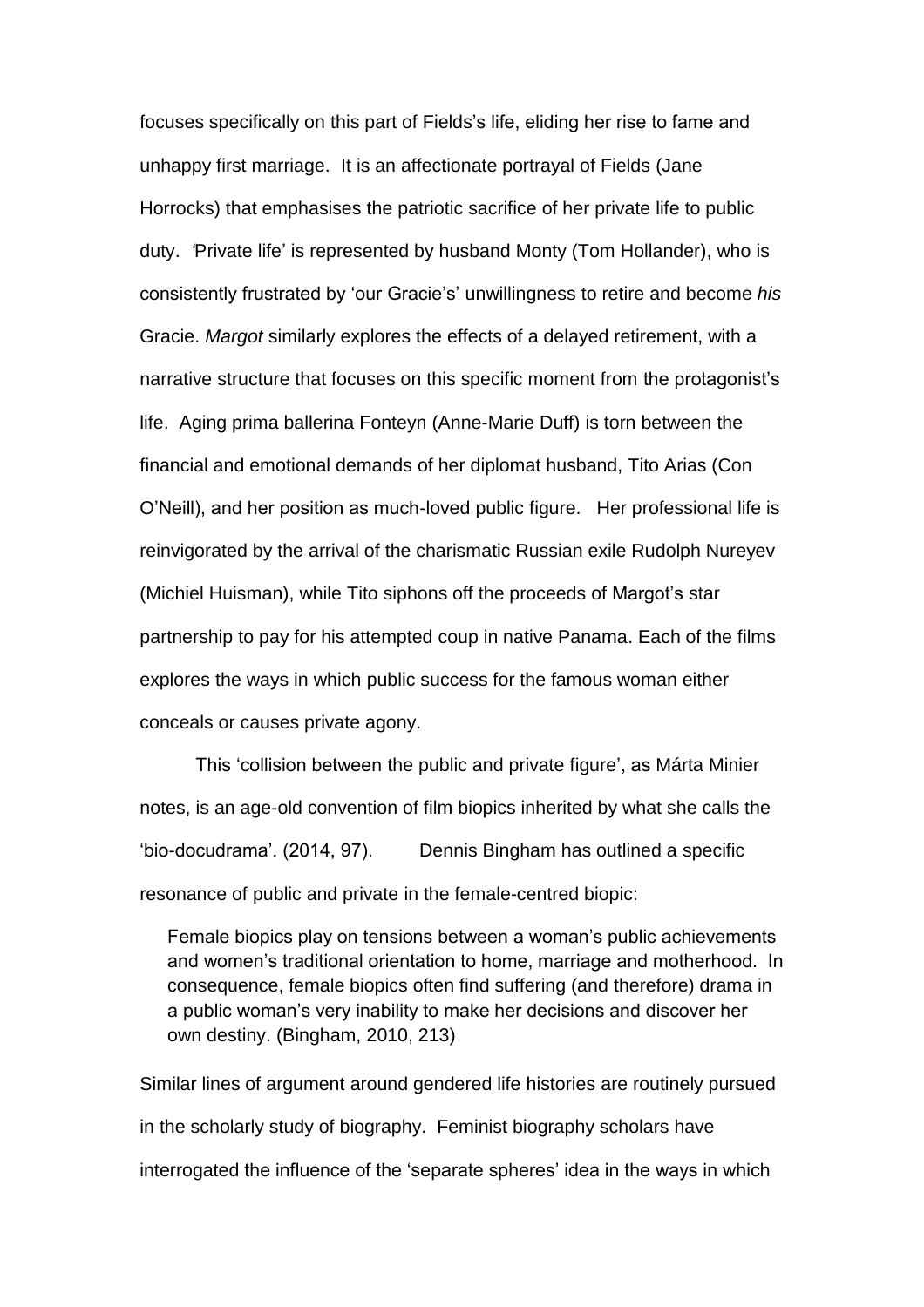focuses specifically on this part of Fields's life, eliding her rise to fame and unhappy first marriage. It is an affectionate portrayal of Fields (Jane Horrocks) that emphasises the patriotic sacrifice of her private life to public duty. 'Private life' is represented by husband Monty (Tom Hollander), who is consistently frustrated by 'our Gracie's' unwillingness to retire and become *his* Gracie. *Margot* similarly explores the effects of a delayed retirement, with a narrative structure that focuses on this specific moment from the protagonist's life. Aging prima ballerina Fonteyn (Anne-Marie Duff) is torn between the financial and emotional demands of her diplomat husband, Tito Arias (Con O'Neill), and her position as much-loved public figure. Her professional life is reinvigorated by the arrival of the charismatic Russian exile Rudolph Nureyev (Michiel Huisman), while Tito siphons off the proceeds of Margot's star partnership to pay for his attempted coup in native Panama. Each of the films explores the ways in which public success for the famous woman either conceals or causes private agony.

This 'collision between the public and private figure', as Márta Minier notes, is an age-old convention of film biopics inherited by what she calls the 'bio-docudrama'. (2014, 97). Dennis Bingham has outlined a specific resonance of public and private in the female-centred biopic:

> Female biopics play on tensions between a woman's public achievements and women's traditional orientation to home, marriage and motherhood. In consequence, female biopics often find suffering (and therefore) drama in a public woman's very inability to make her decisions and discover her own destiny. (Bingham, 2010, 213)

Similar lines of argument around gendered life histories are routinely pursued in the scholarly study of biography. Feminist biography scholars have interrogated the influence of the 'separate spheres' idea in the ways in which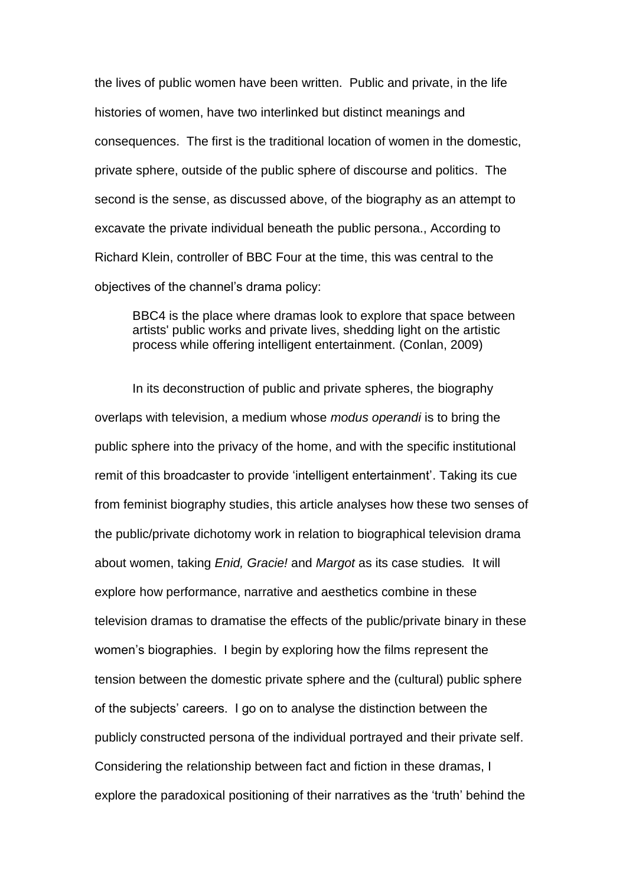the lives of public women have been written. Public and private, in the life histories of women, have two interlinked but distinct meanings and consequences. The first is the traditional location of women in the domestic, private sphere, outside of the public sphere of discourse and politics. The second is the sense, as discussed above, of the biography as an attempt to excavate the private individual beneath the public persona., According to Richard Klein, controller of BBC Four at the time, this was central to the objectives of the channel's drama policy:

> BBC4 is the place where dramas look to explore that space between artists' public works and private lives, shedding light on the artistic process while offering intelligent entertainment. (Conlan, 2009)

In its deconstruction of public and private spheres, the biography overlaps with television, a medium whose *modus operandi* is to bring the public sphere into the privacy of the home, and with the specific institutional remit of this broadcaster to provide 'intelligent entertainment'. Taking its cue from feminist biography studies, this article analyses how these two senses of the public/private dichotomy work in relation to biographical television drama about women, taking *Enid, Gracie!* and *Margot* as its case studies. It will explore how performance, narrative and aesthetics combine in these television dramas to dramatise the effects of the public/private binary in these women's biographies. I begin by exploring how the films represent the tension between the domestic private sphere and the (cultural) public sphere of the subjects' careers. I go on to analyse the distinction between the publicly constructed persona of the individual portrayed and their private self. Considering the relationship between fact and fiction in these dramas, I explore the paradoxical positioning of their narratives as the 'truth' behind the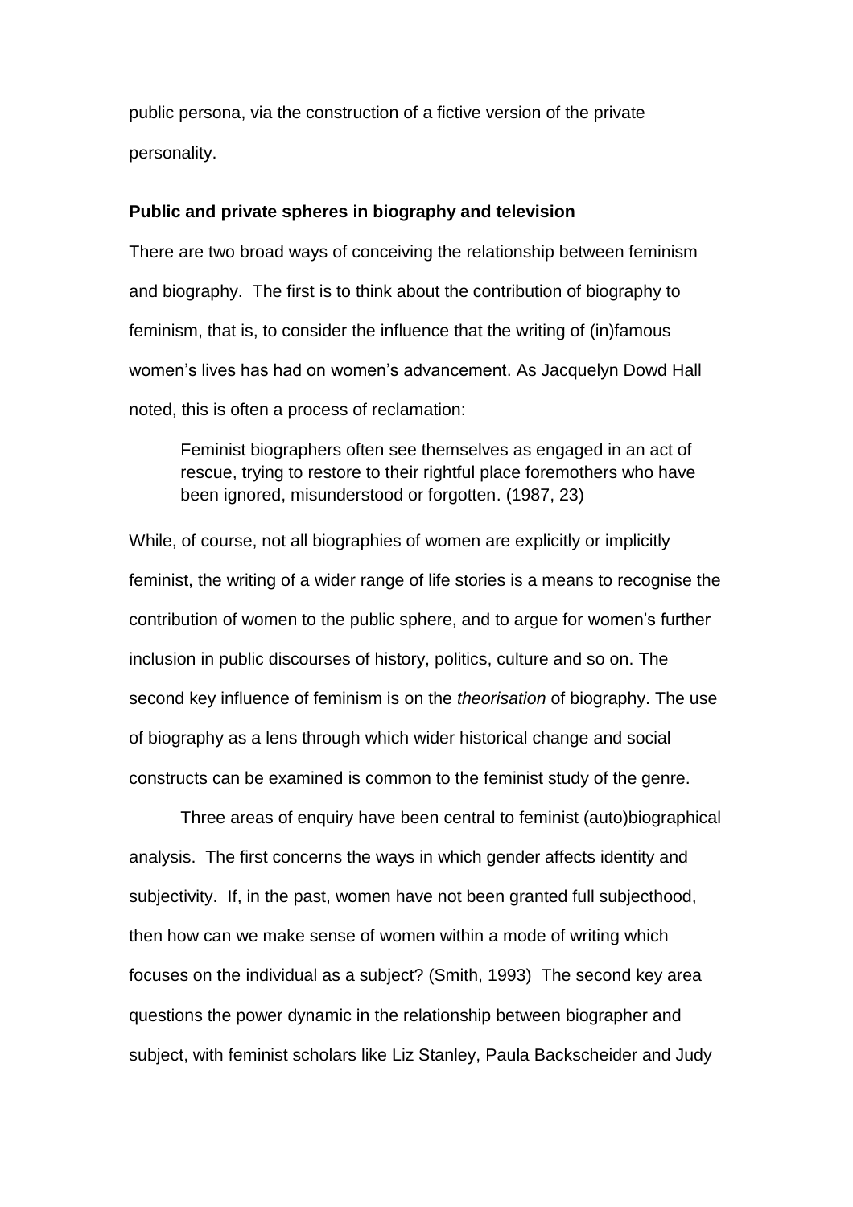public persona, via the construction of a fictive version of the private personality.

**Public and private spheres in biography and television**

There are two broad ways of conceiving the relationship between feminism and biography. The first is to think about the contribution of biography to feminism, that is, to consider the influence that the writing of (in)famous women's lives has had on women's advancement. As Jacquelyn Dowd Hall noted, this is often a process of reclamation:

> Feminist biographers often see themselves as engaged in an act of rescue, trying to restore to their rightful place foremothers who have been ignored, misunderstood or forgotten. (1987, 23)

While, of course, not all biographies of women are explicitly or implicitly feminist, the writing of a wider range of life stories is a means to recognise the contribution of women to the public sphere, and to argue for women's further inclusion in public discourses of history, politics, culture and so on. The second key influence of feminism is on the *theorisation* of biography. The use of biography as a lens through which wider historical change and social constructs can be examined is common to the feminist study of the genre.

Three areas of enquiry have been central to feminist (auto)biographical analysis. The first concerns the ways in which gender affects identity and subjectivity. If, in the past, women have not been granted full subjecthood, then how can we make sense of women within a mode of writing which focuses on the individual as a subject? (Smith, 1993) The second key area questions the power dynamic in the relationship between biographer and subject, with feminist scholars like Liz Stanley, Paula Backscheider and Judy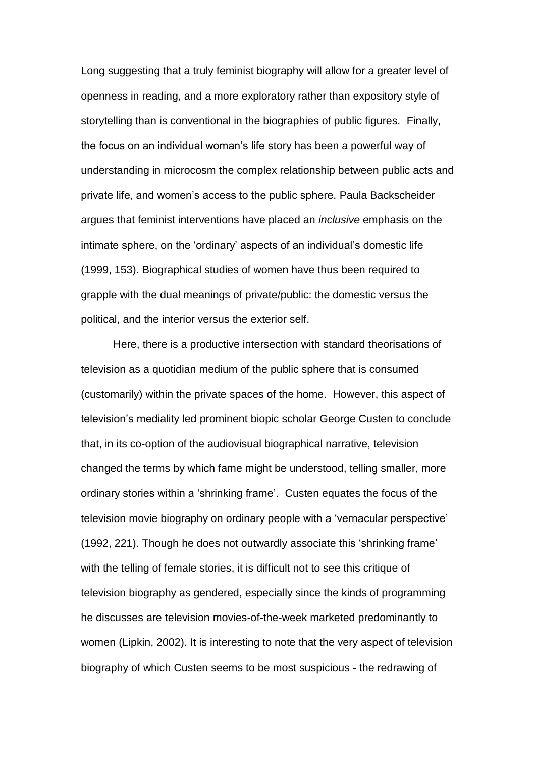Long suggesting that a truly feminist biography will allow for a greater level of openness in reading, and a more exploratory rather than expository style of storytelling than is conventional in the biographies of public figures. Finally, the focus on an individual woman's life story has been a powerful way of understanding in microcosm the complex relationship between public acts and private life, and women's access to the public sphere. Paula Backscheider argues that feminist interventions have placed an *inclusive* emphasis on the intimate sphere, on the 'ordinary' aspects of an individual's domestic life (1999, 153). Biographical studies of women have thus been required to grapple with the dual meanings of private/public: the domestic versus the political, and the interior versus the exterior self.

Here, there is a productive intersection with standard theorisations of television as a quotidian medium of the public sphere that is consumed (customarily) within the private spaces of the home. However, this aspect of television's mediality led prominent biopic scholar George Custen to conclude that, in its co-option of the audiovisual biographical narrative, television changed the terms by which fame might be understood, telling smaller, more ordinary stories within a 'shrinking frame'. Custen equates the focus of the television movie biography on ordinary people with a 'vernacular perspective' (1992, 221). Though he does not outwardly associate this 'shrinking frame' with the telling of female stories, it is difficult not to see this critique of television biography as gendered, especially since the kinds of programming he discusses are television movies-of-the-week marketed predominantly to women (Lipkin, 2002). It is interesting to note that the very aspect of television biography of which Custen seems to be most suspicious - the redrawing of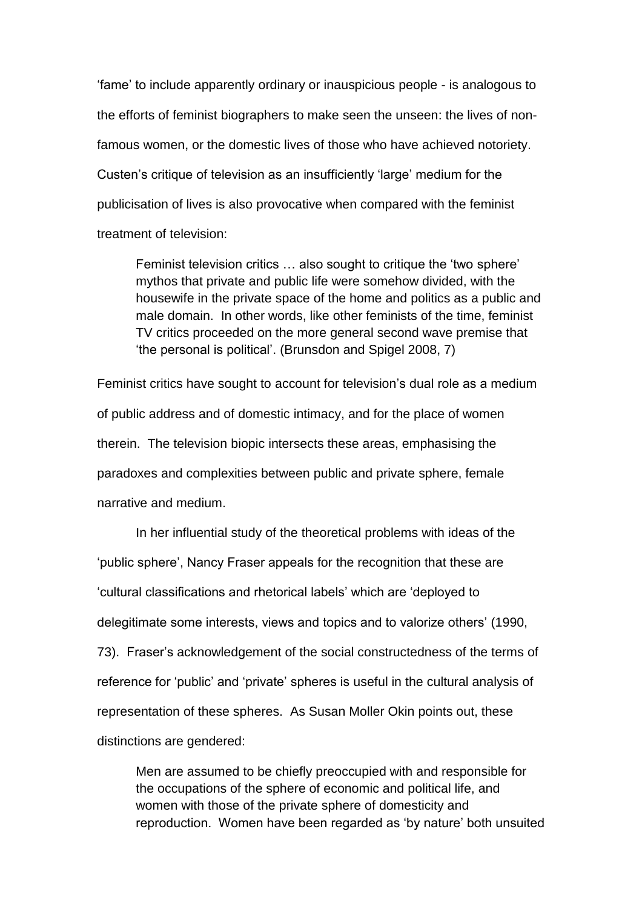'fame' to include apparently ordinary or inauspicious people - is analogous to the efforts of feminist biographers to make seen the unseen: the lives of non-famous women, or the domestic lives of those who have achieved notoriety. Custen's critique of television as an insufficiently 'large' medium for the publicisation of lives is also provocative when compared with the feminist treatment of television:

> Feminist television critics … also sought to critique the 'two sphere' mythos that private and public life were somehow divided, with the housewife in the private space of the home and politics as a public and male domain. In other words, like other feminists of the time, feminist TV critics proceeded on the more general second wave premise that 'the personal is political'. (Brunsdon and Spigel 2008, 7)

Feminist critics have sought to account for television's dual role as a medium of public address and of domestic intimacy, and for the place of women therein. The television biopic intersects these areas, emphasising the paradoxes and complexities between public and private sphere, female narrative and medium.

In her influential study of the theoretical problems with ideas of the 'public sphere', Nancy Fraser appeals for the recognition that these are 'cultural classifications and rhetorical labels' which are 'deployed to delegitimate some interests, views and topics and to valorize others' (1990, 73). Fraser's acknowledgement of the social constructedness of the terms of reference for 'public' and 'private' spheres is useful in the cultural analysis of representation of these spheres. As Susan Moller Okin points out, these distinctions are gendered:

> Men are assumed to be chiefly preoccupied with and responsible for the occupations of the sphere of economic and political life, and women with those of the private sphere of domesticity and reproduction. Women have been regarded as 'by nature' both unsuited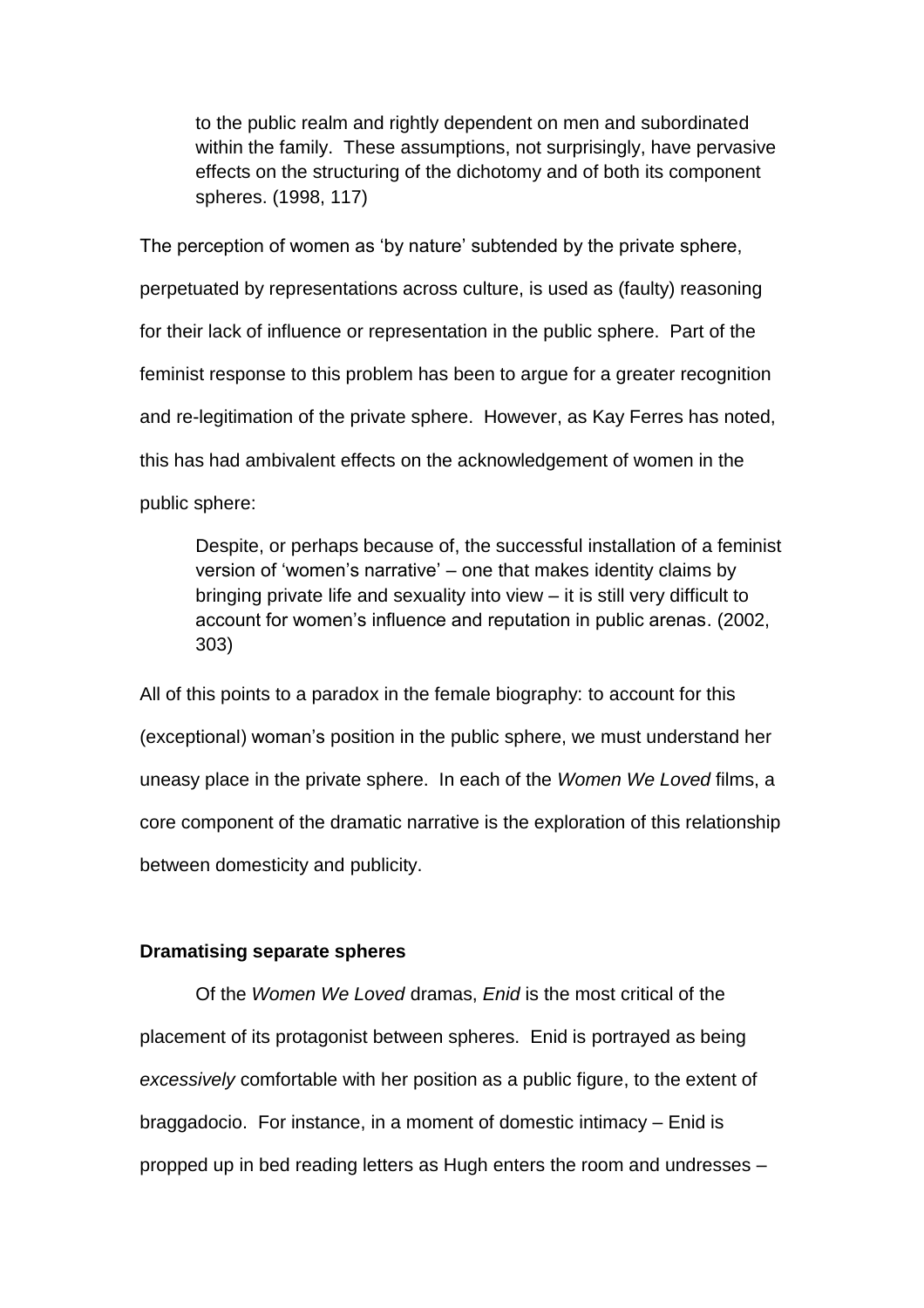> to the public realm and rightly dependent on men and subordinated within the family. These assumptions, not surprisingly, have pervasive effects on the structuring of the dichotomy and of both its component spheres. (1998, 117)

The perception of women as 'by nature' subtended by the private sphere, perpetuated by representations across culture, is used as (faulty) reasoning for their lack of influence or representation in the public sphere. Part of the feminist response to this problem has been to argue for a greater recognition and re-legitimation of the private sphere. However, as Kay Ferres has noted, this has had ambivalent effects on the acknowledgement of women in the public sphere:

> Despite, or perhaps because of, the successful installation of a feminist version of 'women's narrative' – one that makes identity claims by bringing private life and sexuality into view – it is still very difficult to account for women's influence and reputation in public arenas. (2002, 303)

All of this points to a paradox in the female biography: to account for this (exceptional) woman's position in the public sphere, we must understand her uneasy place in the private sphere. In each of the *Women We Loved* films, a core component of the dramatic narrative is the exploration of this relationship between domesticity and publicity.

**Dramatising separate spheres**

Of the *Women We Loved* dramas, *Enid* is the most critical of the placement of its protagonist between spheres. Enid is portrayed as being *excessively* comfortable with her position as a public figure, to the extent of braggadocio. For instance, in a moment of domestic intimacy – Enid is propped up in bed reading letters as Hugh enters the room and undresses –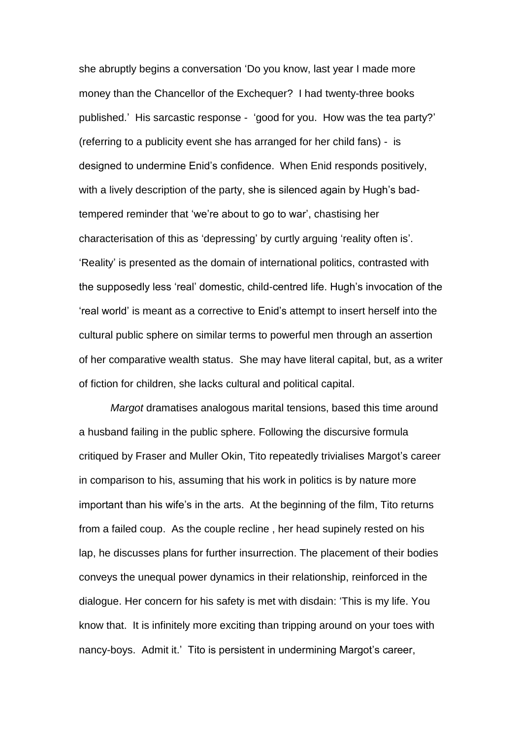she abruptly begins a conversation 'Do you know, last year I made more money than the Chancellor of the Exchequer? I had twenty-three books published.' His sarcastic response - 'good for you. How was the tea party?' (referring to a publicity event she has arranged for her child fans) - is designed to undermine Enid's confidence. When Enid responds positively, with a lively description of the party, she is silenced again by Hugh's bad-tempered reminder that 'we're about to go to war', chastising her characterisation of this as 'depressing' by curtly arguing 'reality often is'. 'Reality' is presented as the domain of international politics, contrasted with the supposedly less 'real' domestic, child-centred life. Hugh's invocation of the 'real world' is meant as a corrective to Enid's attempt to insert herself into the cultural public sphere on similar terms to powerful men through an assertion of her comparative wealth status. She may have literal capital, but, as a writer of fiction for children, she lacks cultural and political capital.

*Margot* dramatises analogous marital tensions, based this time around a husband failing in the public sphere. Following the discursive formula critiqued by Fraser and Muller Okin, Tito repeatedly trivialises Margot's career in comparison to his, assuming that his work in politics is by nature more important than his wife's in the arts. At the beginning of the film, Tito returns from a failed coup. As the couple recline , her head supinely rested on his lap, he discusses plans for further insurrection. The placement of their bodies conveys the unequal power dynamics in their relationship, reinforced in the dialogue. Her concern for his safety is met with disdain: 'This is my life. You know that. It is infinitely more exciting than tripping around on your toes with nancy-boys. Admit it.' Tito is persistent in undermining Margot's career,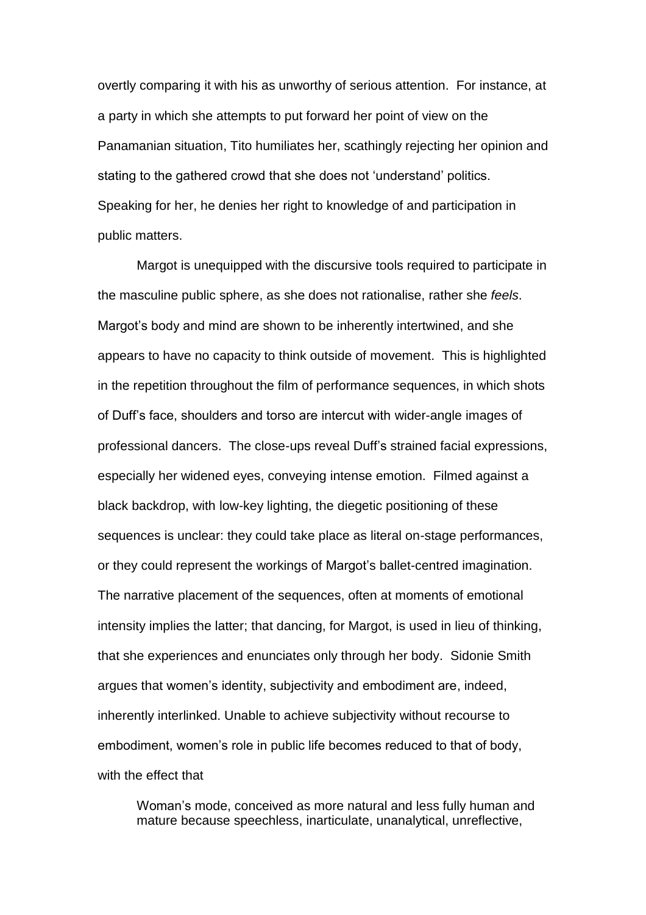overtly comparing it with his as unworthy of serious attention. For instance, at a party in which she attempts to put forward her point of view on the Panamanian situation, Tito humiliates her, scathingly rejecting her opinion and stating to the gathered crowd that she does not 'understand' politics. Speaking for her, he denies her right to knowledge of and participation in public matters.

Margot is unequipped with the discursive tools required to participate in the masculine public sphere, as she does not rationalise, rather she *feels*. Margot's body and mind are shown to be inherently intertwined, and she appears to have no capacity to think outside of movement. This is highlighted in the repetition throughout the film of performance sequences, in which shots of Duff's face, shoulders and torso are intercut with wider-angle images of professional dancers. The close-ups reveal Duff's strained facial expressions, especially her widened eyes, conveying intense emotion. Filmed against a black backdrop, with low-key lighting, the diegetic positioning of these sequences is unclear: they could take place as literal on-stage performances, or they could represent the workings of Margot's ballet-centred imagination. The narrative placement of the sequences, often at moments of emotional intensity implies the latter; that dancing, for Margot, is used in lieu of thinking, that she experiences and enunciates only through her body. Sidonie Smith argues that women's identity, subjectivity and embodiment are, indeed, inherently interlinked. Unable to achieve subjectivity without recourse to embodiment, women's role in public life becomes reduced to that of body, with the effect that

> Woman's mode, conceived as more natural and less fully human and mature because speechless, inarticulate, unanalytical, unreflective,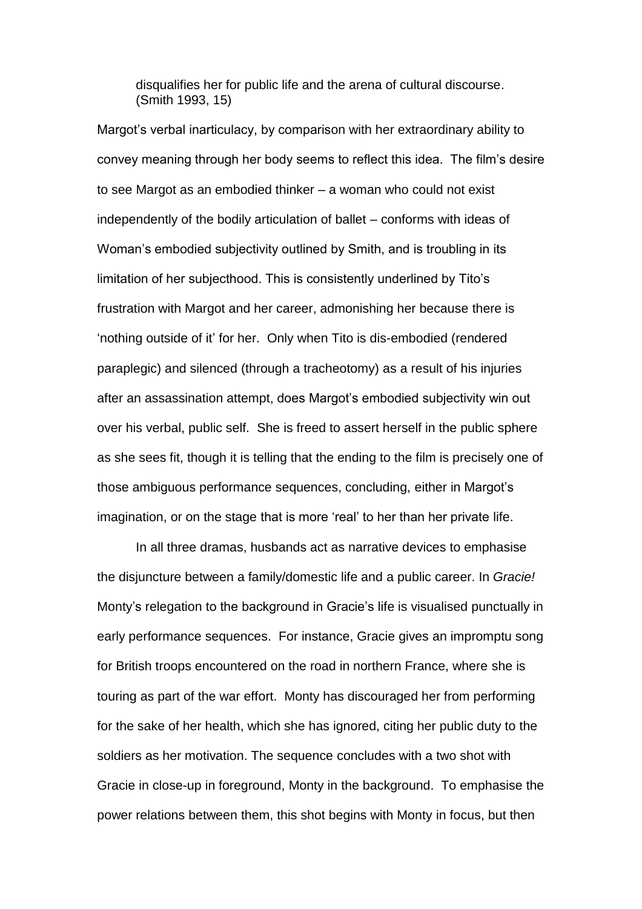> disqualifies her for public life and the arena of cultural discourse. (Smith 1993, 15)

Margot's verbal inarticulacy, by comparison with her extraordinary ability to convey meaning through her body seems to reflect this idea. The film's desire to see Margot as an embodied thinker – a woman who could not exist independently of the bodily articulation of ballet – conforms with ideas of Woman's embodied subjectivity outlined by Smith, and is troubling in its limitation of her subjecthood. This is consistently underlined by Tito's frustration with Margot and her career, admonishing her because there is 'nothing outside of it' for her. Only when Tito is dis-embodied (rendered paraplegic) and silenced (through a tracheotomy) as a result of his injuries after an assassination attempt, does Margot's embodied subjectivity win out over his verbal, public self. She is freed to assert herself in the public sphere as she sees fit, though it is telling that the ending to the film is precisely one of those ambiguous performance sequences, concluding, either in Margot's imagination, or on the stage that is more 'real' to her than her private life.

In all three dramas, husbands act as narrative devices to emphasise the disjuncture between a family/domestic life and a public career. In *Gracie!* Monty's relegation to the background in Gracie's life is visualised punctually in early performance sequences. For instance, Gracie gives an impromptu song for British troops encountered on the road in northern France, where she is touring as part of the war effort. Monty has discouraged her from performing for the sake of her health, which she has ignored, citing her public duty to the soldiers as her motivation. The sequence concludes with a two shot with Gracie in close-up in foreground, Monty in the background. To emphasise the power relations between them, this shot begins with Monty in focus, but then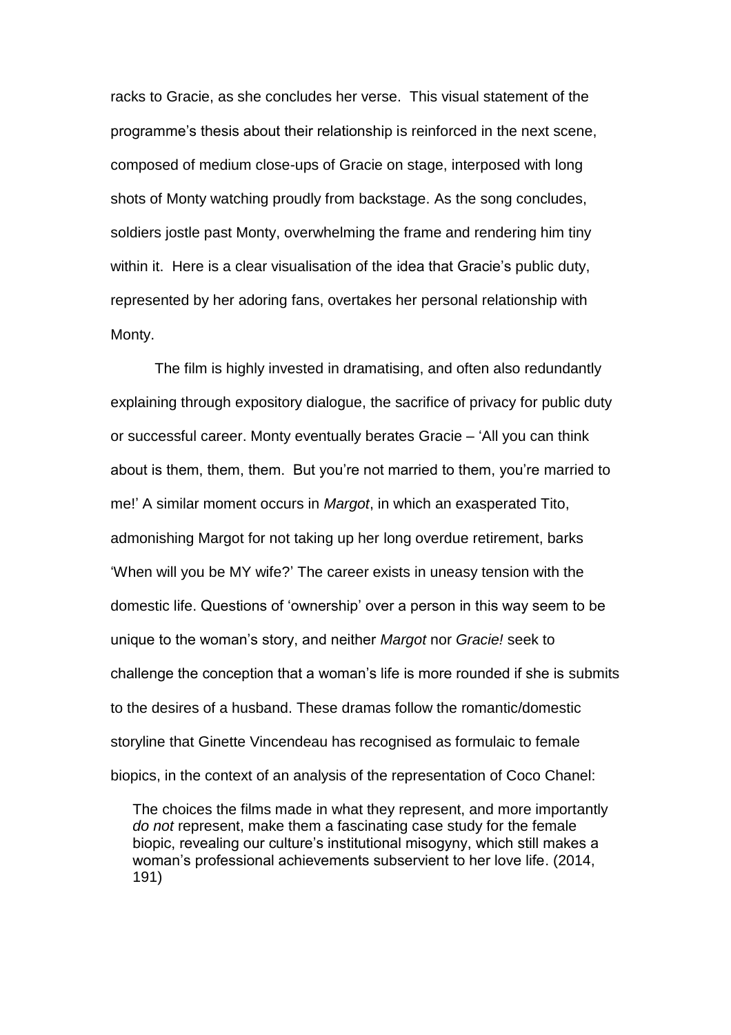racks to Gracie, as she concludes her verse. This visual statement of the programme's thesis about their relationship is reinforced in the next scene, composed of medium close-ups of Gracie on stage, interposed with long shots of Monty watching proudly from backstage. As the song concludes, soldiers jostle past Monty, overwhelming the frame and rendering him tiny within it. Here is a clear visualisation of the idea that Gracie's public duty, represented by her adoring fans, overtakes her personal relationship with Monty.

The film is highly invested in dramatising, and often also redundantly explaining through expository dialogue, the sacrifice of privacy for public duty or successful career. Monty eventually berates Gracie – 'All you can think about is them, them, them. But you're not married to them, you're married to me!' A similar moment occurs in *Margot*, in which an exasperated Tito, admonishing Margot for not taking up her long overdue retirement, barks 'When will you be MY wife?' The career exists in uneasy tension with the domestic life. Questions of 'ownership' over a person in this way seem to be unique to the woman's story, and neither *Margot* nor *Gracie!* seek to challenge the conception that a woman's life is more rounded if she is submits to the desires of a husband. These dramas follow the romantic/domestic storyline that Ginette Vincendeau has recognised as formulaic to female biopics, in the context of an analysis of the representation of Coco Chanel:

> The choices the films made in what they represent, and more importantly *do not* represent, make them a fascinating case study for the female biopic, revealing our culture's institutional misogyny, which still makes a woman's professional achievements subservient to her love life. (2014, 191)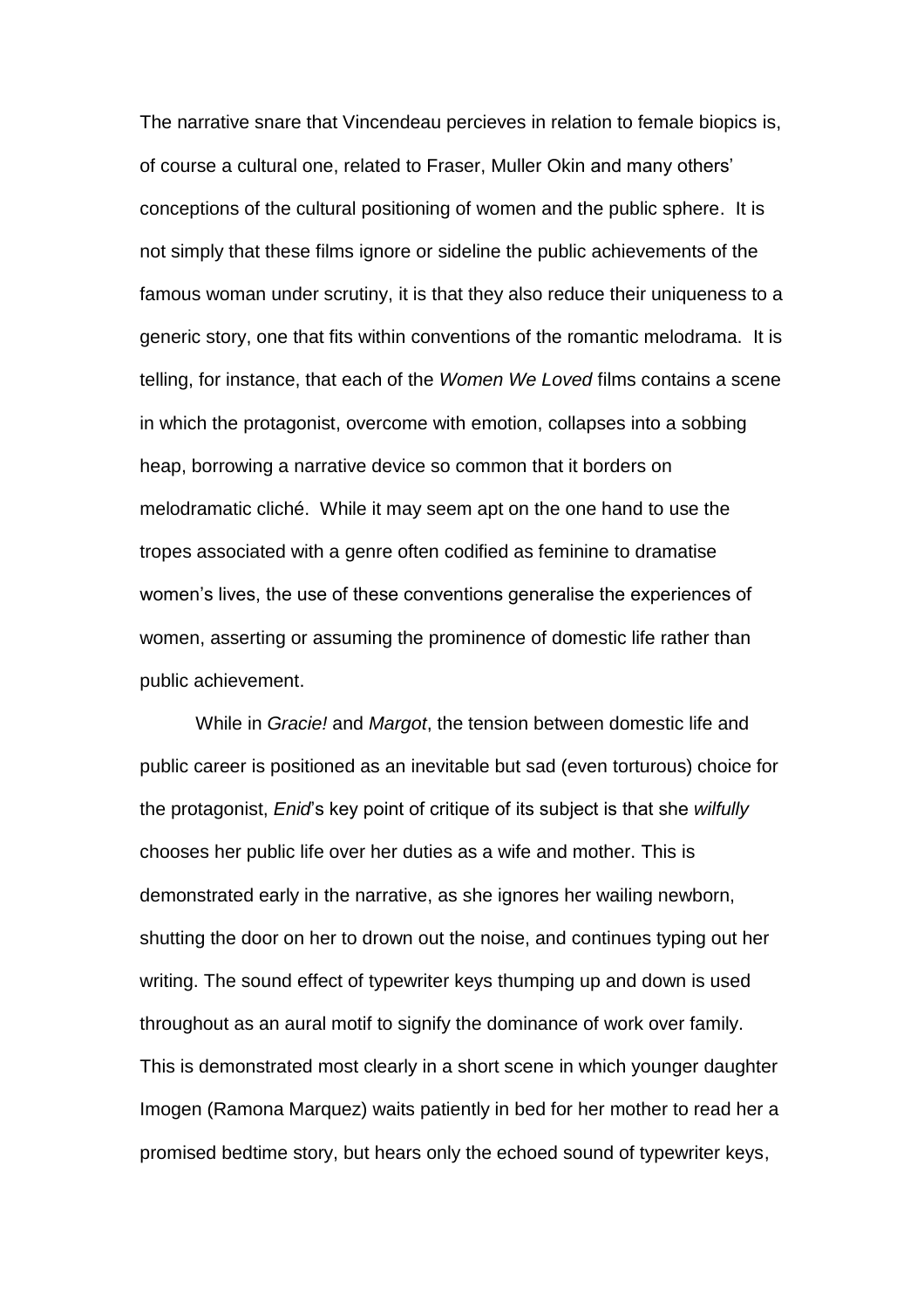The narrative snare that Vincendeau percieves in relation to female biopics is, of course a cultural one, related to Fraser, Muller Okin and many others' conceptions of the cultural positioning of women and the public sphere. It is not simply that these films ignore or sideline the public achievements of the famous woman under scrutiny, it is that they also reduce their uniqueness to a generic story, one that fits within conventions of the romantic melodrama. It is telling, for instance, that each of the *Women We Loved* films contains a scene in which the protagonist, overcome with emotion, collapses into a sobbing heap, borrowing a narrative device so common that it borders on melodramatic cliché. While it may seem apt on the one hand to use the tropes associated with a genre often codified as feminine to dramatise women's lives, the use of these conventions generalise the experiences of women, asserting or assuming the prominence of domestic life rather than public achievement.

While in *Gracie!* and *Margot*, the tension between domestic life and public career is positioned as an inevitable but sad (even torturous) choice for the protagonist, *Enid*'s key point of critique of its subject is that she *wilfully* chooses her public life over her duties as a wife and mother. This is demonstrated early in the narrative, as she ignores her wailing newborn, shutting the door on her to drown out the noise, and continues typing out her writing. The sound effect of typewriter keys thumping up and down is used throughout as an aural motif to signify the dominance of work over family. This is demonstrated most clearly in a short scene in which younger daughter Imogen (Ramona Marquez) waits patiently in bed for her mother to read her a promised bedtime story, but hears only the echoed sound of typewriter keys,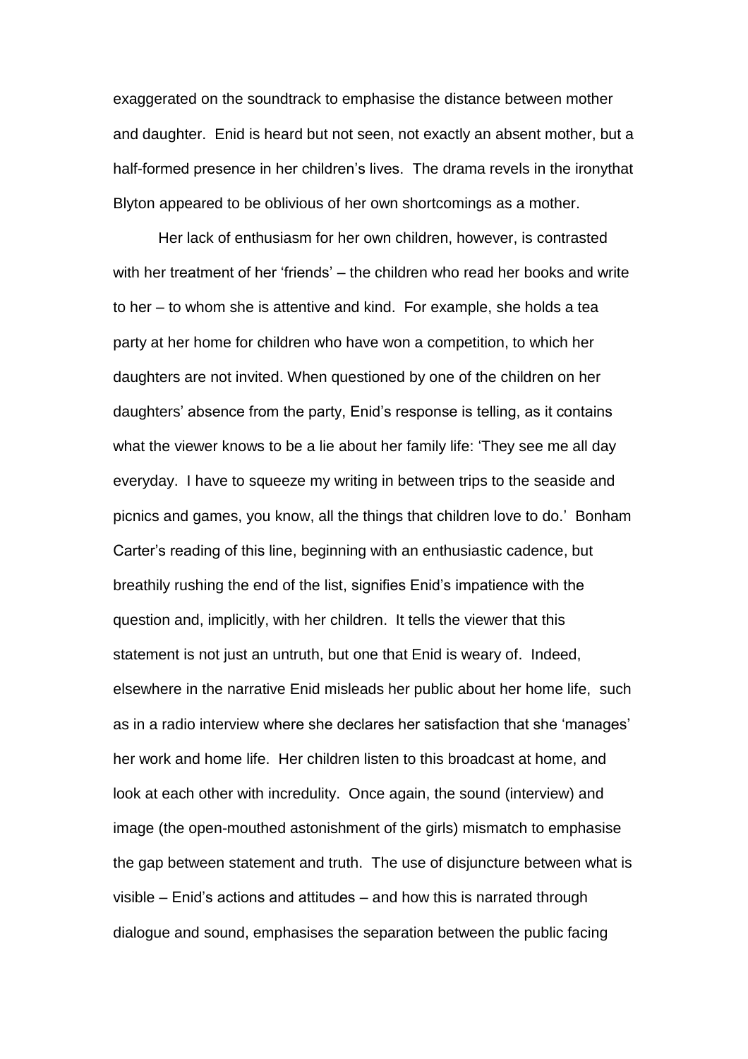exaggerated on the soundtrack to emphasise the distance between mother and daughter. Enid is heard but not seen, not exactly an absent mother, but a half-formed presence in her children's lives. The drama revels in the ironythat Blyton appeared to be oblivious of her own shortcomings as a mother.

Her lack of enthusiasm for her own children, however, is contrasted with her treatment of her 'friends' – the children who read her books and write to her – to whom she is attentive and kind. For example, she holds a tea party at her home for children who have won a competition, to which her daughters are not invited. When questioned by one of the children on her daughters' absence from the party, Enid's response is telling, as it contains what the viewer knows to be a lie about her family life: 'They see me all day everyday. I have to squeeze my writing in between trips to the seaside and picnics and games, you know, all the things that children love to do.' Bonham Carter's reading of this line, beginning with an enthusiastic cadence, but breathily rushing the end of the list, signifies Enid's impatience with the question and, implicitly, with her children. It tells the viewer that this statement is not just an untruth, but one that Enid is weary of. Indeed, elsewhere in the narrative Enid misleads her public about her home life, such as in a radio interview where she declares her satisfaction that she 'manages' her work and home life. Her children listen to this broadcast at home, and look at each other with incredulity. Once again, the sound (interview) and image (the open-mouthed astonishment of the girls) mismatch to emphasise the gap between statement and truth. The use of disjuncture between what is visible – Enid's actions and attitudes – and how this is narrated through dialogue and sound, emphasises the separation between the public facing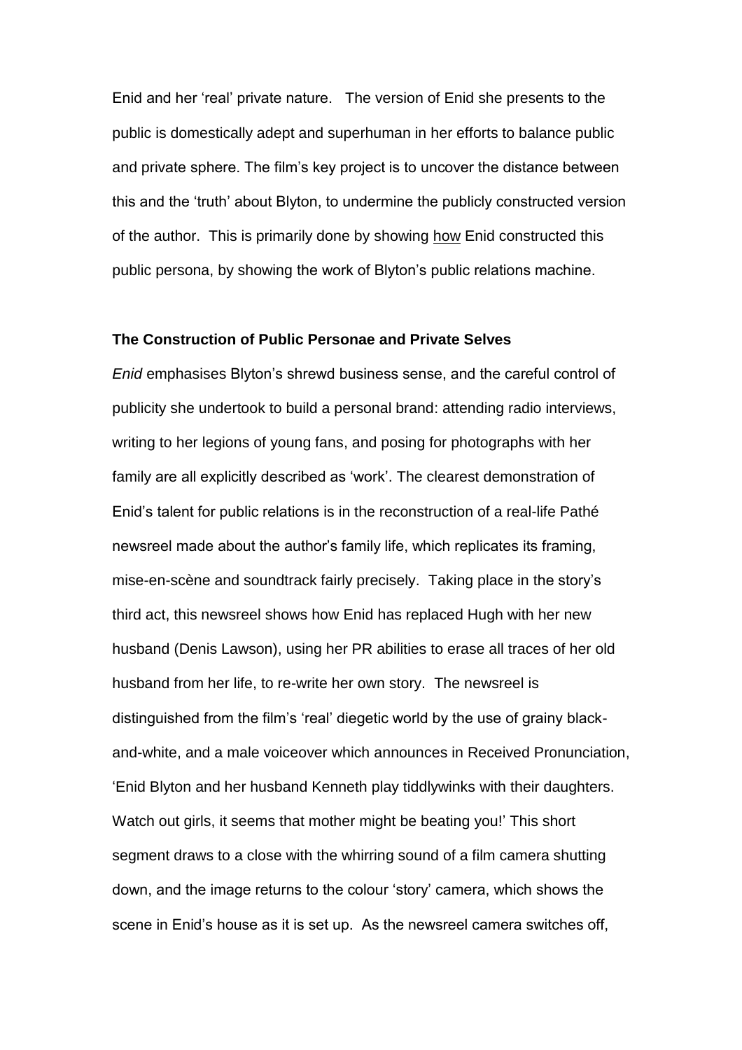Enid and her 'real' private nature. The version of Enid she presents to the public is domestically adept and superhuman in her efforts to balance public and private sphere. The film's key project is to uncover the distance between this and the 'truth' about Blyton, to undermine the publicly constructed version of the author. This is primarily done by showing <u>how</u> Enid constructed this public persona, by showing the work of Blyton's public relations machine.

### The Construction of Public Personae and Private Selves

*Enid* emphasises Blyton's shrewd business sense, and the careful control of publicity she undertook to build a personal brand: attending radio interviews, writing to her legions of young fans, and posing for photographs with her family are all explicitly described as 'work'. The clearest demonstration of Enid's talent for public relations is in the reconstruction of a real-life Pathé newsreel made about the author's family life, which replicates its framing, mise-en-scène and soundtrack fairly precisely. Taking place in the story's third act, this newsreel shows how Enid has replaced Hugh with her new husband (Denis Lawson), using her PR abilities to erase all traces of her old husband from her life, to re-write her own story. The newsreel is distinguished from the film's 'real' diegetic world by the use of grainy black-and-white, and a male voiceover which announces in Received Pronunciation, 'Enid Blyton and her husband Kenneth play tiddlywinks with their daughters. Watch out girls, it seems that mother might be beating you!' This short segment draws to a close with the whirring sound of a film camera shutting down, and the image returns to the colour 'story' camera, which shows the scene in Enid's house as it is set up. As the newsreel camera switches off,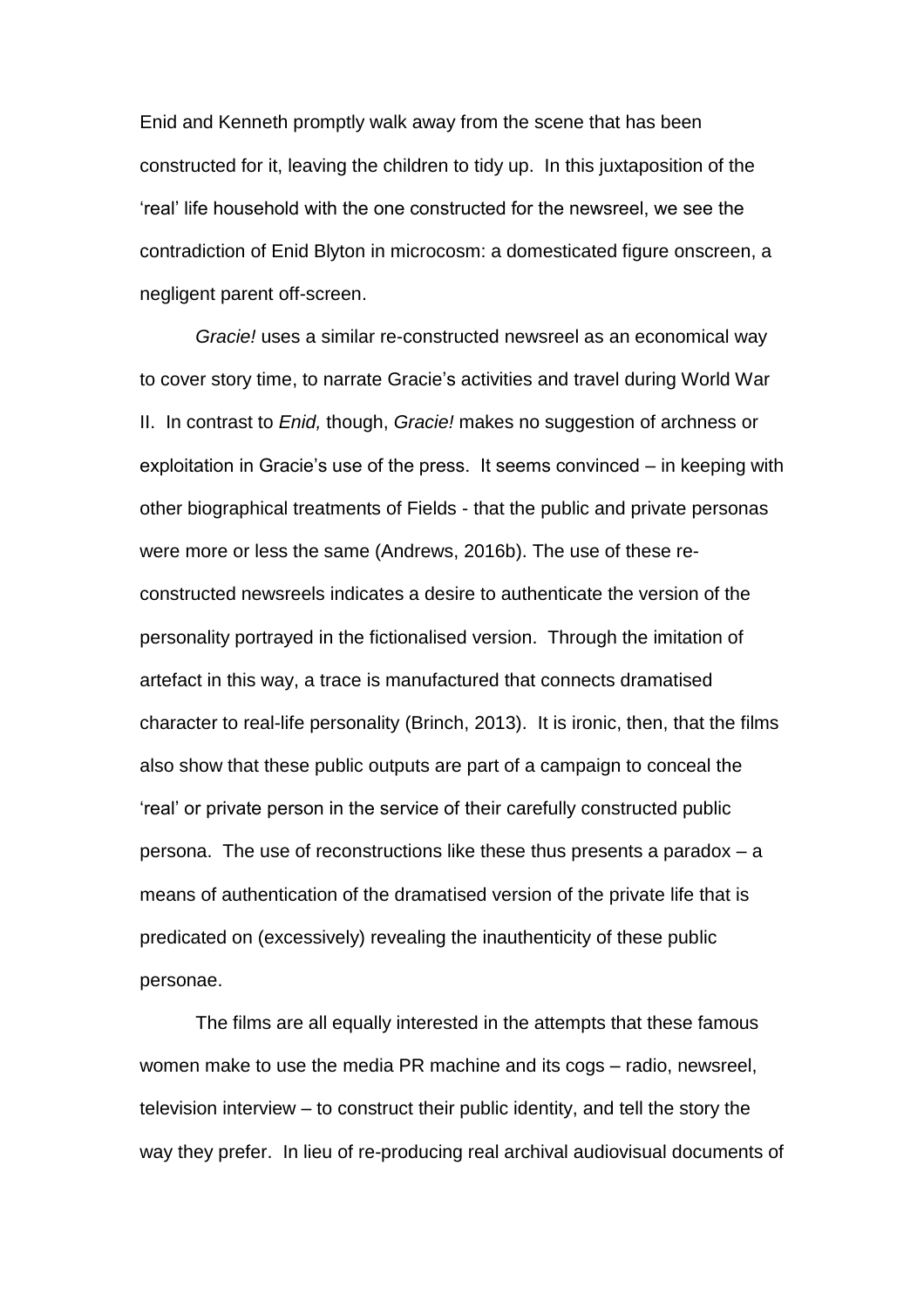Enid and Kenneth promptly walk away from the scene that has been constructed for it, leaving the children to tidy up. In this juxtaposition of the 'real' life household with the one constructed for the newsreel, we see the contradiction of Enid Blyton in microcosm: a domesticated figure onscreen, a negligent parent off-screen.

*Gracie!* uses a similar re-constructed newsreel as an economical way to cover story time, to narrate Gracie's activities and travel during World War II. In contrast to *Enid,* though, *Gracie!* makes no suggestion of archness or exploitation in Gracie's use of the press. It seems convinced – in keeping with other biographical treatments of Fields - that the public and private personas were more or less the same (Andrews, 2016b). The use of these re-constructed newsreels indicates a desire to authenticate the version of the personality portrayed in the fictionalised version. Through the imitation of artefact in this way, a trace is manufactured that connects dramatised character to real-life personality (Brinch, 2013). It is ironic, then, that the films also show that these public outputs are part of a campaign to conceal the 'real' or private person in the service of their carefully constructed public persona. The use of reconstructions like these thus presents a paradox – a means of authentication of the dramatised version of the private life that is predicated on (excessively) revealing the inauthenticity of these public personae.

The films are all equally interested in the attempts that these famous women make to use the media PR machine and its cogs – radio, newsreel, television interview – to construct their public identity, and tell the story the way they prefer. In lieu of re-producing real archival audiovisual documents of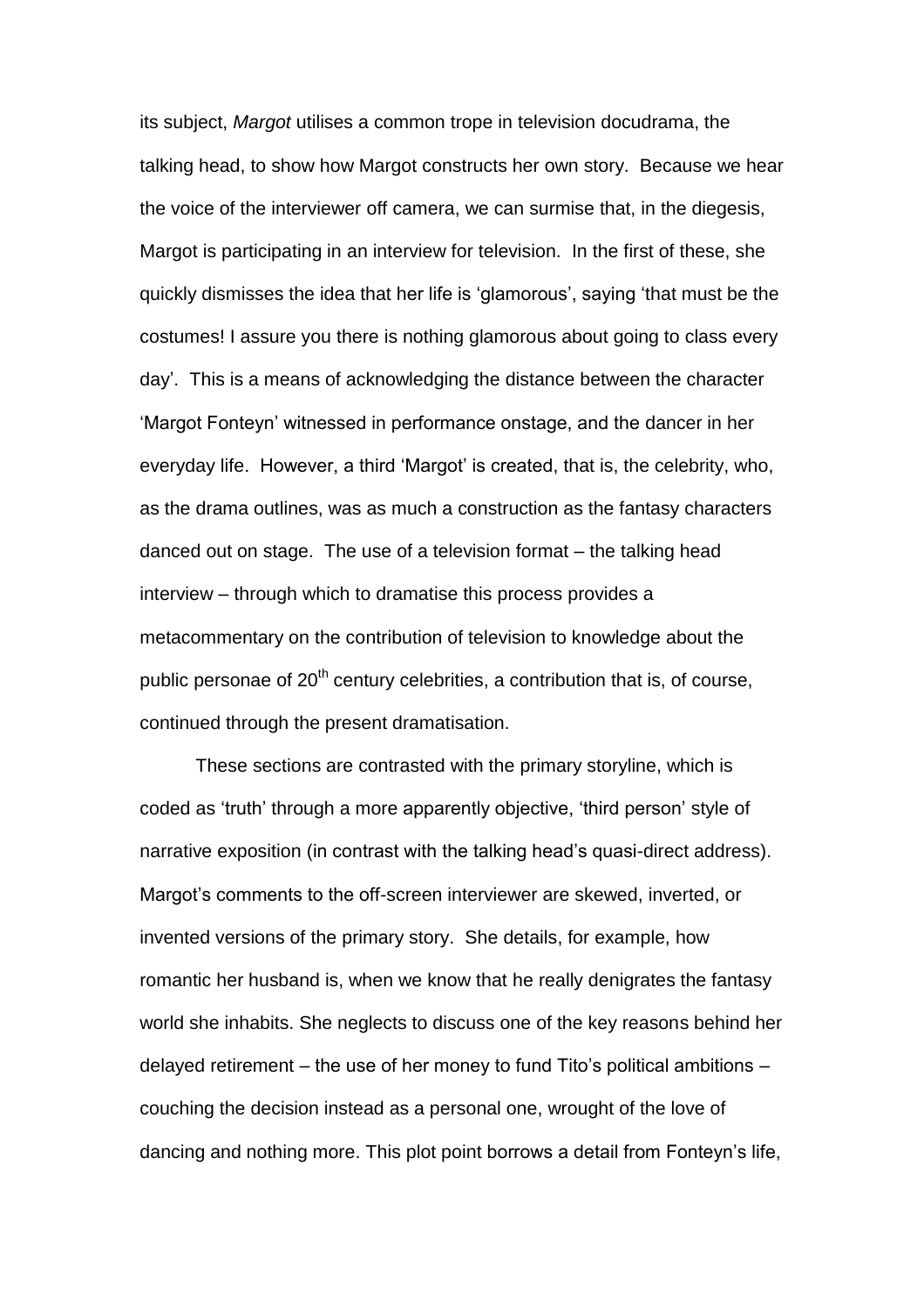its subject, *Margot* utilises a common trope in television docudrama, the talking head, to show how Margot constructs her own story. Because we hear the voice of the interviewer off camera, we can surmise that, in the diegesis, Margot is participating in an interview for television. In the first of these, she quickly dismisses the idea that her life is 'glamorous', saying 'that must be the costumes! I assure you there is nothing glamorous about going to class every day'. This is a means of acknowledging the distance between the character 'Margot Fonteyn' witnessed in performance onstage, and the dancer in her everyday life. However, a third 'Margot' is created, that is, the celebrity, who, as the drama outlines, was as much a construction as the fantasy characters danced out on stage. The use of a television format – the talking head interview – through which to dramatise this process provides a metacommentary on the contribution of television to knowledge about the public personae of 20th century celebrities, a contribution that is, of course, continued through the present dramatisation.

These sections are contrasted with the primary storyline, which is coded as 'truth' through a more apparently objective, 'third person' style of narrative exposition (in contrast with the talking head's quasi-direct address). Margot's comments to the off-screen interviewer are skewed, inverted, or invented versions of the primary story. She details, for example, how romantic her husband is, when we know that he really denigrates the fantasy world she inhabits. She neglects to discuss one of the key reasons behind her delayed retirement – the use of her money to fund Tito's political ambitions – couching the decision instead as a personal one, wrought of the love of dancing and nothing more. This plot point borrows a detail from Fonteyn's life,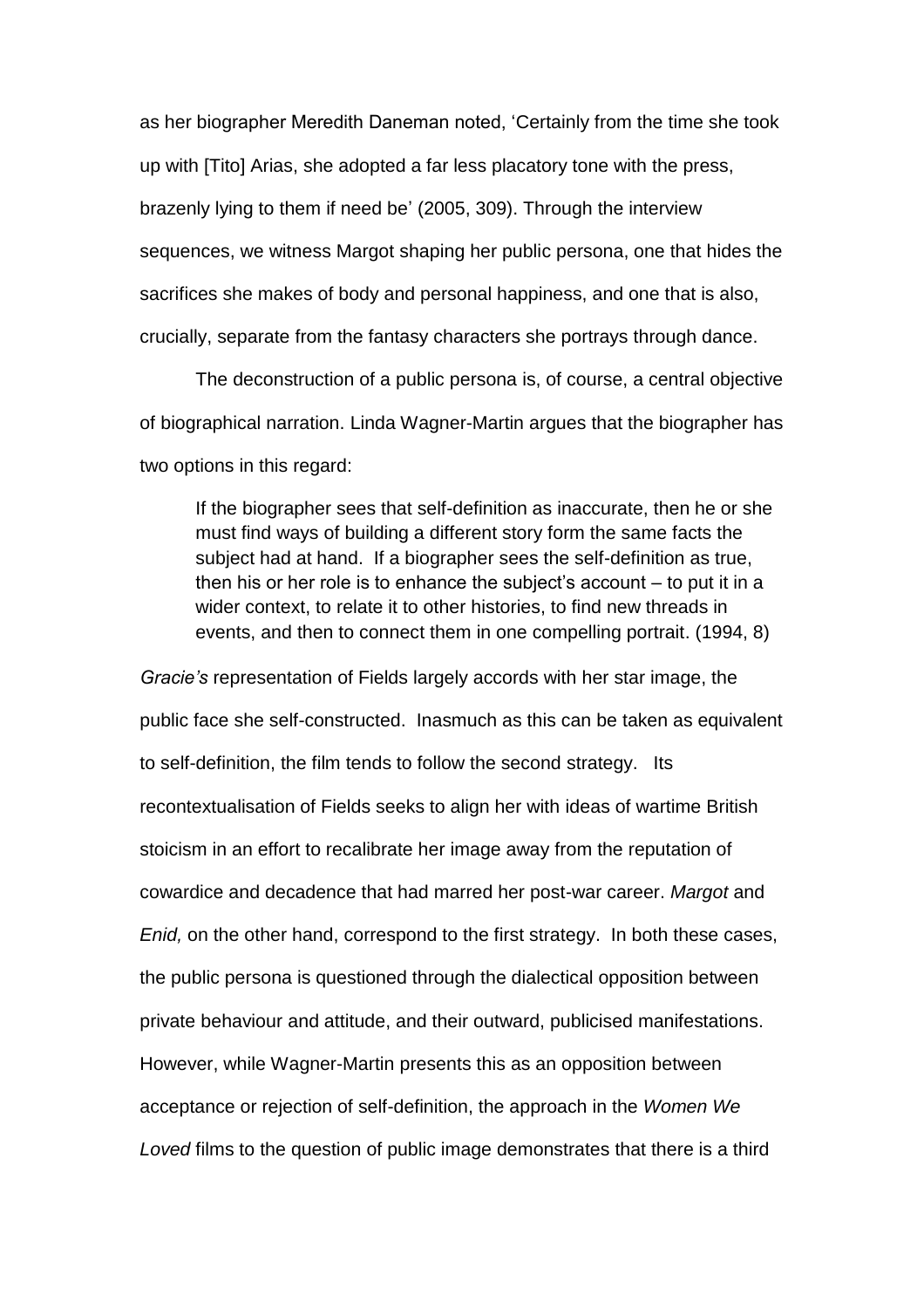as her biographer Meredith Daneman noted, 'Certainly from the time she took up with [Tito] Arias, she adopted a far less placatory tone with the press, brazenly lying to them if need be' (2005, 309). Through the interview sequences, we witness Margot shaping her public persona, one that hides the sacrifices she makes of body and personal happiness, and one that is also, crucially, separate from the fantasy characters she portrays through dance.

The deconstruction of a public persona is, of course, a central objective of biographical narration. Linda Wagner-Martin argues that the biographer has two options in this regard:

> If the biographer sees that self-definition as inaccurate, then he or she must find ways of building a different story form the same facts the subject had at hand. If a biographer sees the self-definition as true, then his or her role is to enhance the subject's account – to put it in a wider context, to relate it to other histories, to find new threads in events, and then to connect them in one compelling portrait. (1994, 8)

*Gracie's* representation of Fields largely accords with her star image, the public face she self-constructed. Inasmuch as this can be taken as equivalent to self-definition, the film tends to follow the second strategy. Its recontextualisation of Fields seeks to align her with ideas of wartime British stoicism in an effort to recalibrate her image away from the reputation of cowardice and decadence that had marred her post-war career. *Margot* and *Enid,* on the other hand, correspond to the first strategy. In both these cases, the public persona is questioned through the dialectical opposition between private behaviour and attitude, and their outward, publicised manifestations. However, while Wagner-Martin presents this as an opposition between acceptance or rejection of self-definition, the approach in the *Women We Loved* films to the question of public image demonstrates that there is a third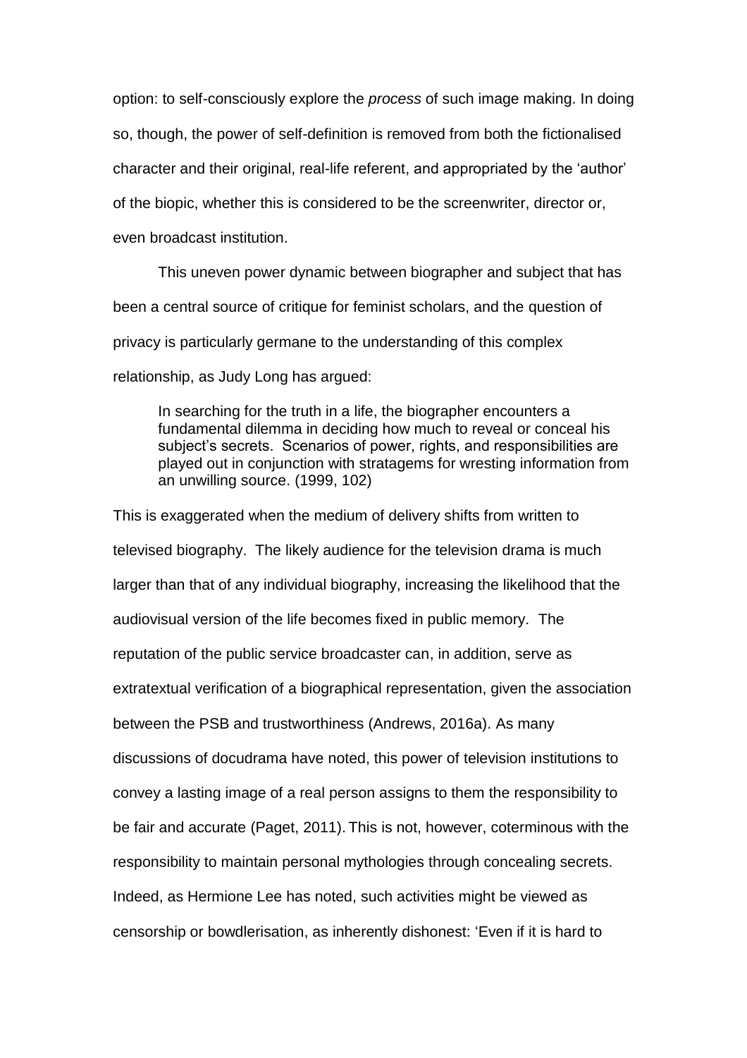option: to self-consciously explore the *process* of such image making. In doing so, though, the power of self-definition is removed from both the fictionalised character and their original, real-life referent, and appropriated by the 'author' of the biopic, whether this is considered to be the screenwriter, director or, even broadcast institution.

This uneven power dynamic between biographer and subject that has been a central source of critique for feminist scholars, and the question of privacy is particularly germane to the understanding of this complex relationship, as Judy Long has argued:

> In searching for the truth in a life, the biographer encounters a fundamental dilemma in deciding how much to reveal or conceal his subject's secrets. Scenarios of power, rights, and responsibilities are played out in conjunction with stratagems for wresting information from an unwilling source. (1999, 102)

This is exaggerated when the medium of delivery shifts from written to televised biography. The likely audience for the television drama is much larger than that of any individual biography, increasing the likelihood that the audiovisual version of the life becomes fixed in public memory. The reputation of the public service broadcaster can, in addition, serve as extratextual verification of a biographical representation, given the association between the PSB and trustworthiness (Andrews, 2016a). As many discussions of docudrama have noted, this power of television institutions to convey a lasting image of a real person assigns to them the responsibility to be fair and accurate (Paget, 2011). This is not, however, coterminous with the responsibility to maintain personal mythologies through concealing secrets. Indeed, as Hermione Lee has noted, such activities might be viewed as censorship or bowdlerisation, as inherently dishonest: 'Even if it is hard to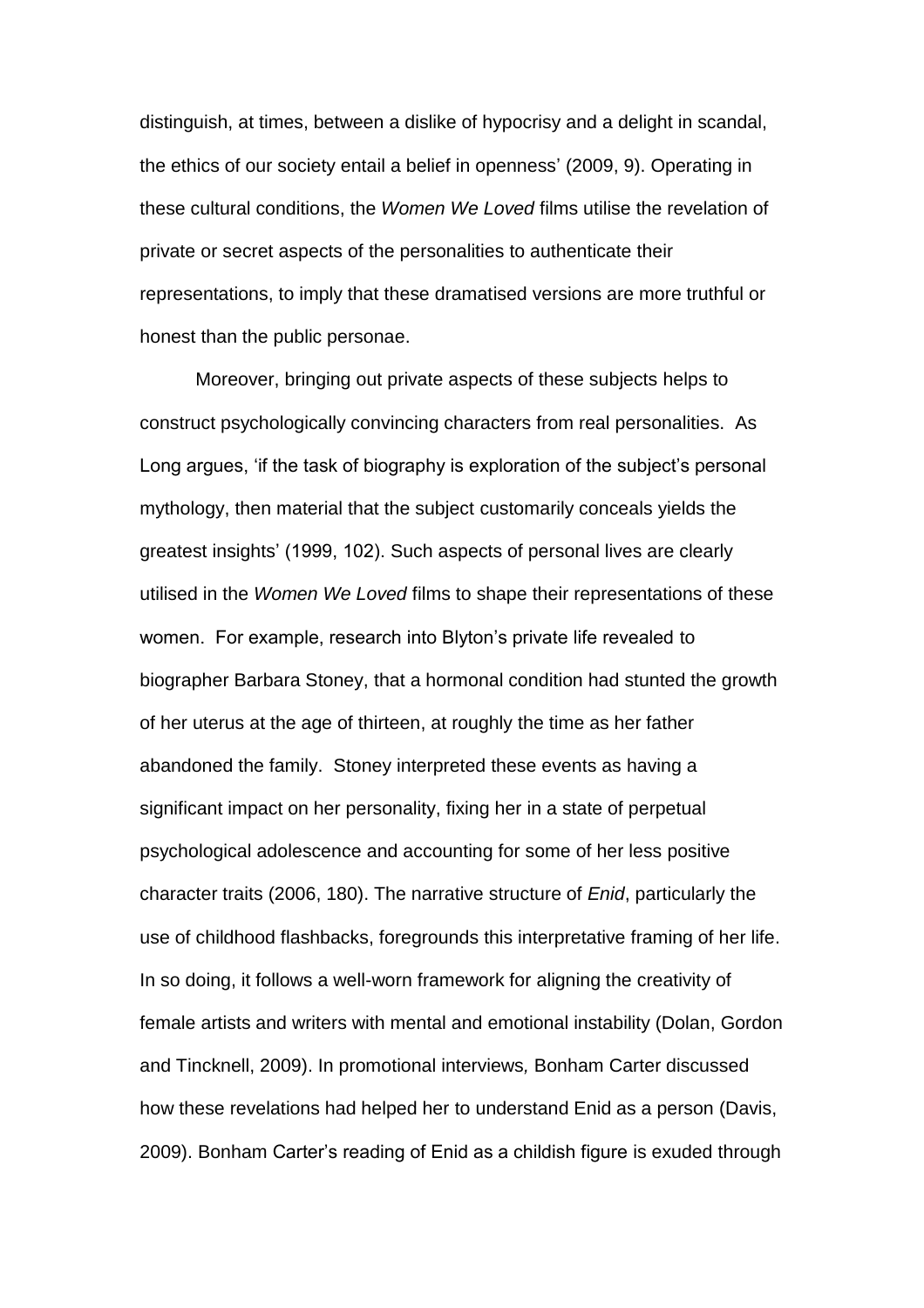distinguish, at times, between a dislike of hypocrisy and a delight in scandal, the ethics of our society entail a belief in openness' (2009, 9). Operating in these cultural conditions, the *Women We Loved* films utilise the revelation of private or secret aspects of the personalities to authenticate their representations, to imply that these dramatised versions are more truthful or honest than the public personae.

Moreover, bringing out private aspects of these subjects helps to construct psychologically convincing characters from real personalities. As Long argues, 'if the task of biography is exploration of the subject's personal mythology, then material that the subject customarily conceals yields the greatest insights' (1999, 102). Such aspects of personal lives are clearly utilised in the *Women We Loved* films to shape their representations of these women. For example, research into Blyton's private life revealed to biographer Barbara Stoney, that a hormonal condition had stunted the growth of her uterus at the age of thirteen, at roughly the time as her father abandoned the family. Stoney interpreted these events as having a significant impact on her personality, fixing her in a state of perpetual psychological adolescence and accounting for some of her less positive character traits (2006, 180). The narrative structure of *Enid*, particularly the use of childhood flashbacks, foregrounds this interpretative framing of her life. In so doing, it follows a well-worn framework for aligning the creativity of female artists and writers with mental and emotional instability (Dolan, Gordon and Tincknell, 2009). In promotional interviews, Bonham Carter discussed how these revelations had helped her to understand Enid as a person (Davis, 2009). Bonham Carter's reading of Enid as a childish figure is exuded through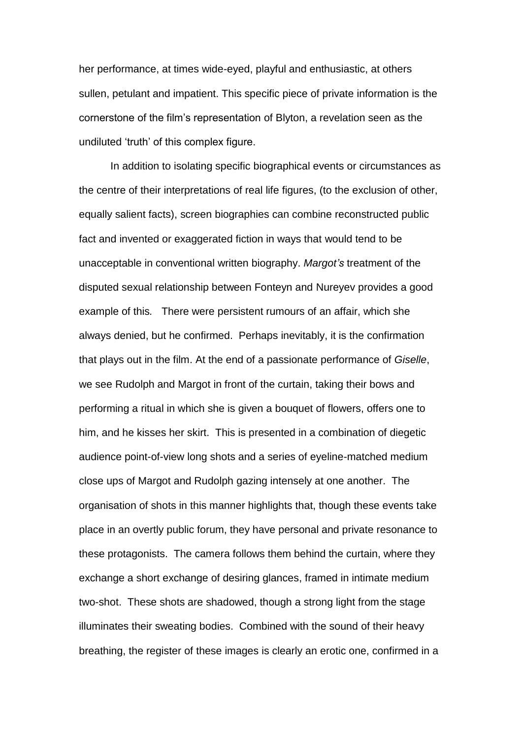her performance, at times wide-eyed, playful and enthusiastic, at others sullen, petulant and impatient. This specific piece of private information is the cornerstone of the film's representation of Blyton, a revelation seen as the undiluted 'truth' of this complex figure.

In addition to isolating specific biographical events or circumstances as the centre of their interpretations of real life figures, (to the exclusion of other, equally salient facts), screen biographies can combine reconstructed public fact and invented or exaggerated fiction in ways that would tend to be unacceptable in conventional written biography. *Margot's* treatment of the disputed sexual relationship between Fonteyn and Nureyev provides a good example of this. There were persistent rumours of an affair, which she always denied, but he confirmed. Perhaps inevitably, it is the confirmation that plays out in the film. At the end of a passionate performance of *Giselle*, we see Rudolph and Margot in front of the curtain, taking their bows and performing a ritual in which she is given a bouquet of flowers, offers one to him, and he kisses her skirt. This is presented in a combination of diegetic audience point-of-view long shots and a series of eyeline-matched medium close ups of Margot and Rudolph gazing intensely at one another. The organisation of shots in this manner highlights that, though these events take place in an overtly public forum, they have personal and private resonance to these protagonists. The camera follows them behind the curtain, where they exchange a short exchange of desiring glances, framed in intimate medium two-shot. These shots are shadowed, though a strong light from the stage illuminates their sweating bodies. Combined with the sound of their heavy breathing, the register of these images is clearly an erotic one, confirmed in a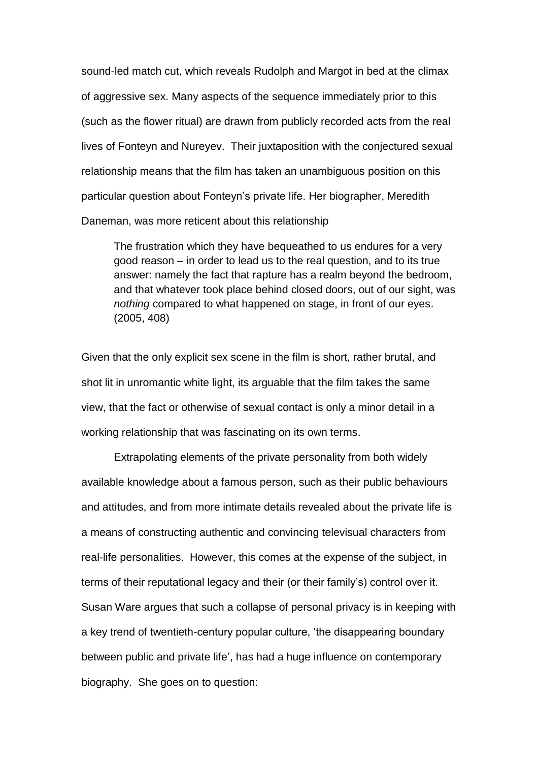sound-led match cut, which reveals Rudolph and Margot in bed at the climax of aggressive sex. Many aspects of the sequence immediately prior to this (such as the flower ritual) are drawn from publicly recorded acts from the real lives of Fonteyn and Nureyev. Their juxtaposition with the conjectured sexual relationship means that the film has taken an unambiguous position on this particular question about Fonteyn's private life. Her biographer, Meredith Daneman, was more reticent about this relationship

> The frustration which they have bequeathed to us endures for a very good reason – in order to lead us to the real question, and to its true answer: namely the fact that rapture has a realm beyond the bedroom, and that whatever took place behind closed doors, out of our sight, was *nothing* compared to what happened on stage, in front of our eyes. (2005, 408)

Given that the only explicit sex scene in the film is short, rather brutal, and shot lit in unromantic white light, its arguable that the film takes the same view, that the fact or otherwise of sexual contact is only a minor detail in a working relationship that was fascinating on its own terms.

Extrapolating elements of the private personality from both widely available knowledge about a famous person, such as their public behaviours and attitudes, and from more intimate details revealed about the private life is a means of constructing authentic and convincing televisual characters from real-life personalities. However, this comes at the expense of the subject, in terms of their reputational legacy and their (or their family's) control over it. Susan Ware argues that such a collapse of personal privacy is in keeping with a key trend of twentieth-century popular culture, 'the disappearing boundary between public and private life', has had a huge influence on contemporary biography. She goes on to question: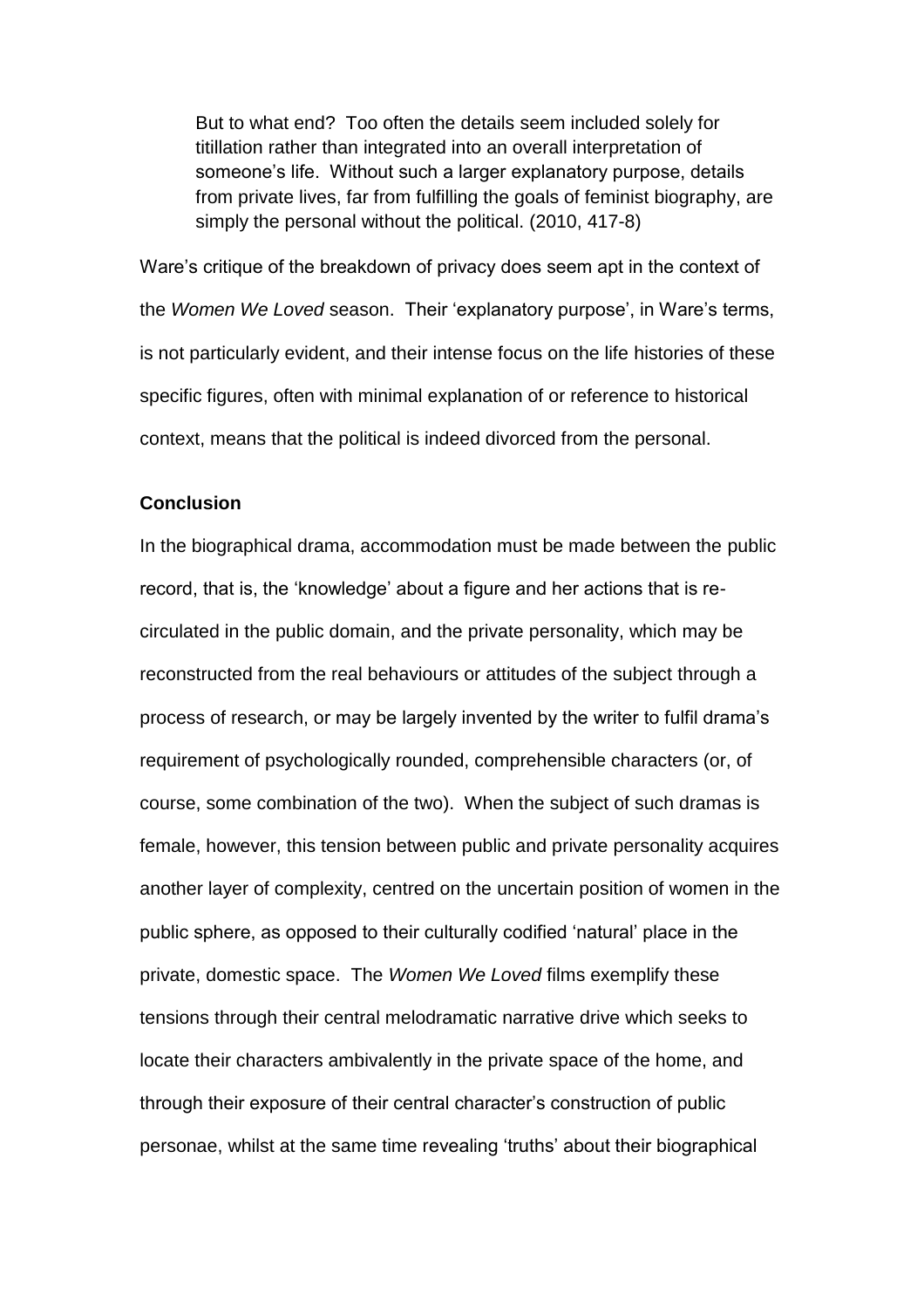> But to what end? Too often the details seem included solely for titillation rather than integrated into an overall interpretation of someone's life. Without such a larger explanatory purpose, details from private lives, far from fulfilling the goals of feminist biography, are simply the personal without the political. (2010, 417-8)

Ware's critique of the breakdown of privacy does seem apt in the context of the *Women We Loved* season. Their 'explanatory purpose', in Ware's terms, is not particularly evident, and their intense focus on the life histories of these specific figures, often with minimal explanation of or reference to historical context, means that the political is indeed divorced from the personal.

**Conclusion**

In the biographical drama, accommodation must be made between the public record, that is, the 'knowledge' about a figure and her actions that is re-circulated in the public domain, and the private personality, which may be reconstructed from the real behaviours or attitudes of the subject through a process of research, or may be largely invented by the writer to fulfil drama's requirement of psychologically rounded, comprehensible characters (or, of course, some combination of the two). When the subject of such dramas is female, however, this tension between public and private personality acquires another layer of complexity, centred on the uncertain position of women in the public sphere, as opposed to their culturally codified 'natural' place in the private, domestic space. The *Women We Loved* films exemplify these tensions through their central melodramatic narrative drive which seeks to locate their characters ambivalently in the private space of the home, and through their exposure of their central character's construction of public personae, whilst at the same time revealing 'truths' about their biographical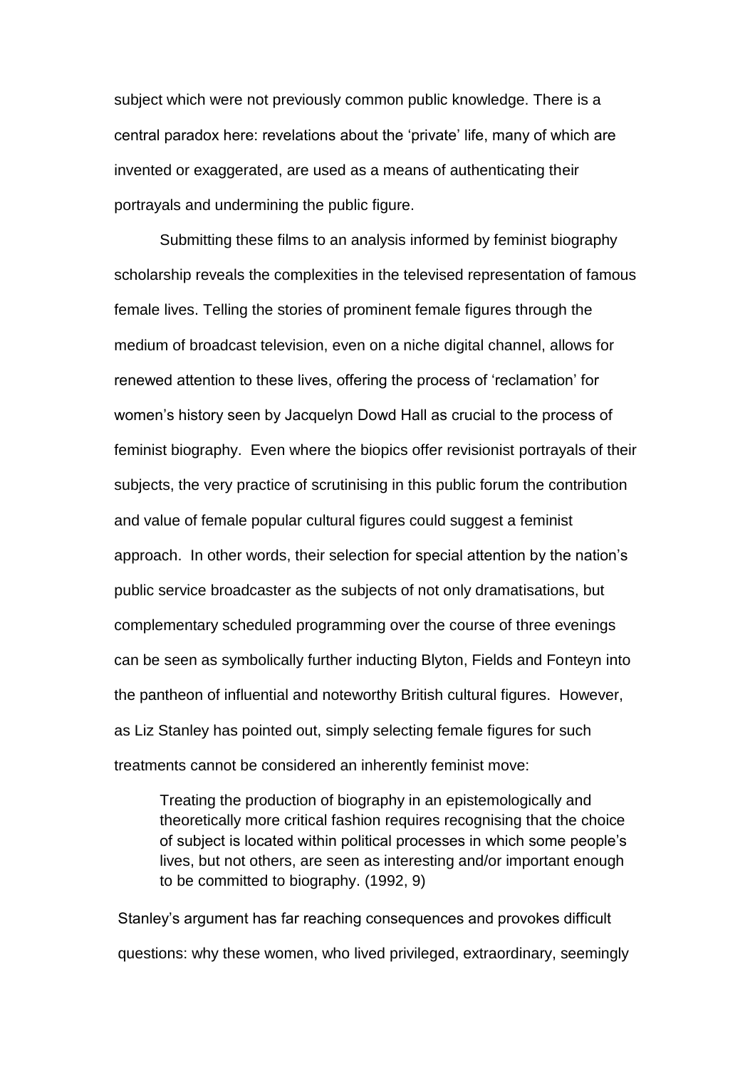subject which were not previously common public knowledge. There is a central paradox here: revelations about the 'private' life, many of which are invented or exaggerated, are used as a means of authenticating their portrayals and undermining the public figure.

Submitting these films to an analysis informed by feminist biography scholarship reveals the complexities in the televised representation of famous female lives. Telling the stories of prominent female figures through the medium of broadcast television, even on a niche digital channel, allows for renewed attention to these lives, offering the process of 'reclamation' for women's history seen by Jacquelyn Dowd Hall as crucial to the process of feminist biography. Even where the biopics offer revisionist portrayals of their subjects, the very practice of scrutinising in this public forum the contribution and value of female popular cultural figures could suggest a feminist approach. In other words, their selection for special attention by the nation's public service broadcaster as the subjects of not only dramatisations, but complementary scheduled programming over the course of three evenings can be seen as symbolically further inducting Blyton, Fields and Fonteyn into the pantheon of influential and noteworthy British cultural figures. However, as Liz Stanley has pointed out, simply selecting female figures for such treatments cannot be considered an inherently feminist move:

> Treating the production of biography in an epistemologically and theoretically more critical fashion requires recognising that the choice of subject is located within political processes in which some people's lives, but not others, are seen as interesting and/or important enough to be committed to biography. (1992, 9)

Stanley's argument has far reaching consequences and provokes difficult questions: why these women, who lived privileged, extraordinary, seemingly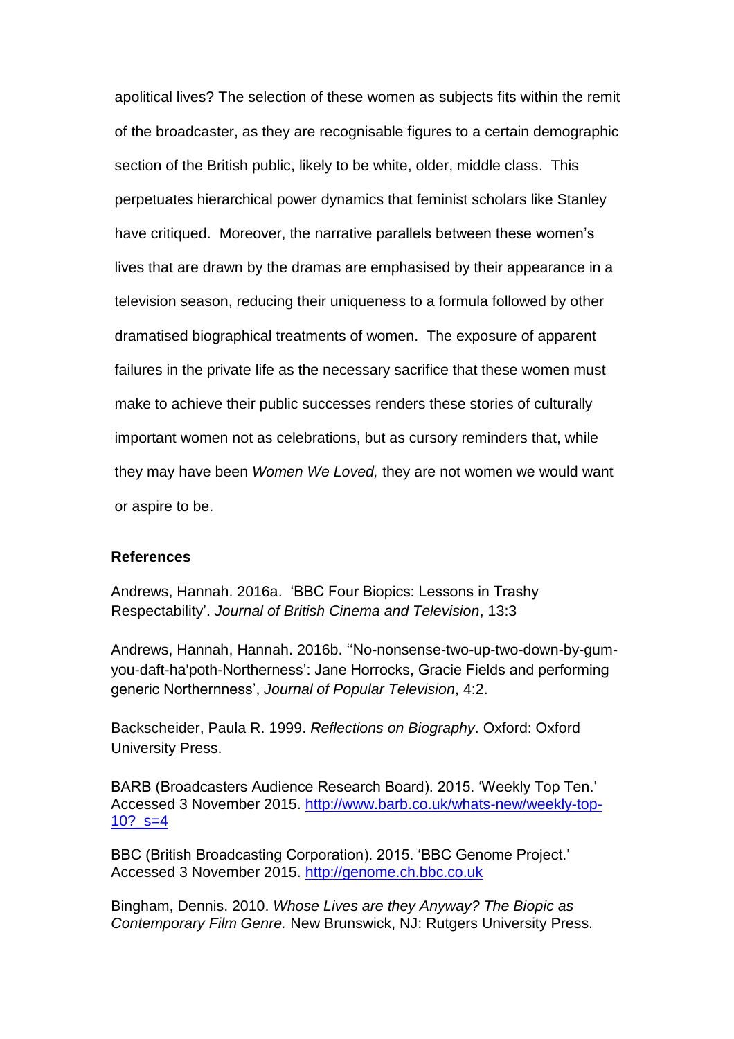apolitical lives? The selection of these women as subjects fits within the remit of the broadcaster, as they are recognisable figures to a certain demographic section of the British public, likely to be white, older, middle class. This perpetuates hierarchical power dynamics that feminist scholars like Stanley have critiqued. Moreover, the narrative parallels between these women's lives that are drawn by the dramas are emphasised by their appearance in a television season, reducing their uniqueness to a formula followed by other dramatised biographical treatments of women. The exposure of apparent failures in the private life as the necessary sacrifice that these women must make to achieve their public successes renders these stories of culturally important women not as celebrations, but as cursory reminders that, while they may have been *Women We Loved,* they are not women we would want or aspire to be.

**References**

Andrews, Hannah. 2016a. 'BBC Four Biopics: Lessons in Trashy Respectability'. *Journal of British Cinema and Television*, 13:3

Andrews, Hannah, Hannah. 2016b. ''No-nonsense-two-up-two-down-by-gum-you-daft-ha'poth-Northerness': Jane Horrocks, Gracie Fields and performing generic Northernness', *Journal of Popular Television*, 4:2.

Backscheider, Paula R. 1999. *Reflections on Biography*. Oxford: Oxford University Press.

BARB (Broadcasters Audience Research Board). 2015. 'Weekly Top Ten.' Accessed 3 November 2015. http://www.barb.co.uk/whats-new/weekly-top-10?_s=4

BBC (British Broadcasting Corporation). 2015. 'BBC Genome Project.' Accessed 3 November 2015. http://genome.ch.bbc.co.uk

Bingham, Dennis. 2010. *Whose Lives are they Anyway? The Biopic as Contemporary Film Genre.* New Brunswick, NJ: Rutgers University Press.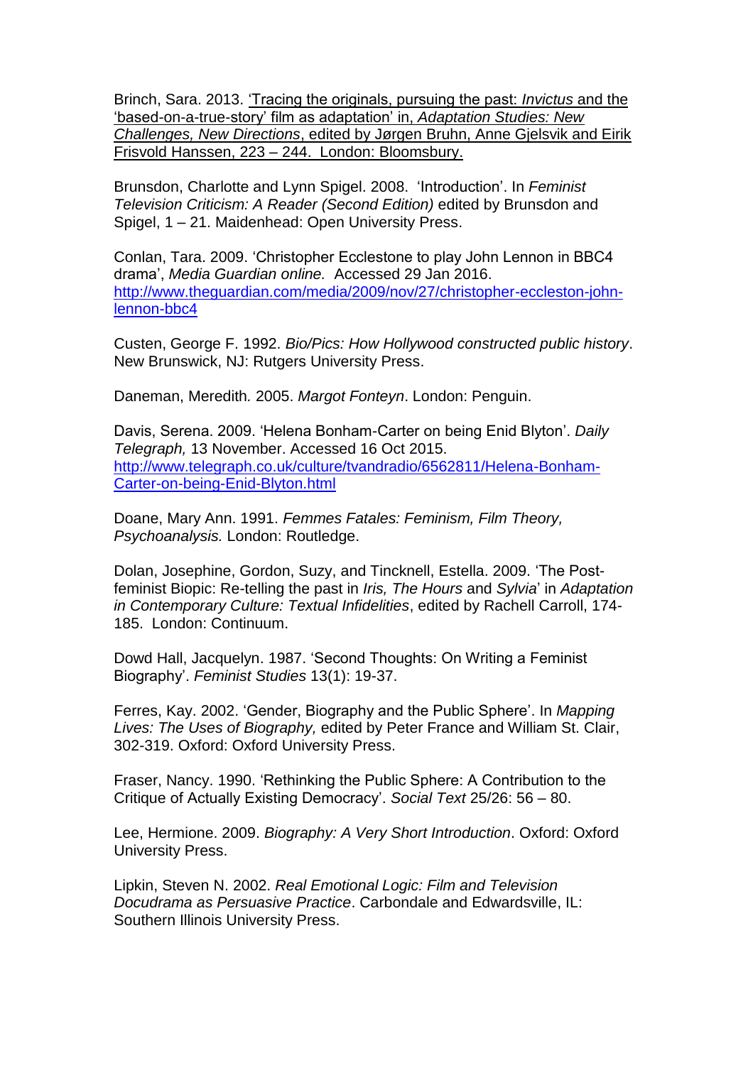Brinch, Sara. 2013. 'Tracing the originals, pursuing the past: *Invictus* and the 'based-on-a-true-story' film as adaptation' in, *Adaptation Studies: New Challenges, New Directions*, edited by Jørgen Bruhn, Anne Gjelsvik and Eirik Frisvold Hanssen, 223 – 244. London: Bloomsbury.

Brunsdon, Charlotte and Lynn Spigel. 2008. 'Introduction'. In *Feminist Television Criticism: A Reader (Second Edition)* edited by Brunsdon and Spigel, 1 – 21. Maidenhead: Open University Press.

Conlan, Tara. 2009. 'Christopher Ecclestone to play John Lennon in BBC4 drama', *Media Guardian online.* Accessed 29 Jan 2016. http://www.theguardian.com/media/2009/nov/27/christopher-eccleston-john-lennon-bbc4

Custen, George F. 1992. *Bio/Pics: How Hollywood constructed public history*. New Brunswick, NJ: Rutgers University Press.

Daneman, Meredith. 2005. *Margot Fonteyn*. London: Penguin.

Davis, Serena. 2009. 'Helena Bonham-Carter on being Enid Blyton'. *Daily Telegraph,* 13 November. Accessed 16 Oct 2015. http://www.telegraph.co.uk/culture/tvandradio/6562811/Helena-Bonham-Carter-on-being-Enid-Blyton.html

Doane, Mary Ann. 1991. *Femmes Fatales: Feminism, Film Theory, Psychoanalysis.* London: Routledge.

Dolan, Josephine, Gordon, Suzy, and Tincknell, Estella. 2009. 'The Post-feminist Biopic: Re-telling the past in *Iris, The Hours* and *Sylvia*' in *Adaptation in Contemporary Culture: Textual Infidelities*, edited by Rachell Carroll, 174-185. London: Continuum.

Dowd Hall, Jacquelyn. 1987. 'Second Thoughts: On Writing a Feminist Biography'. *Feminist Studies* 13(1): 19-37.

Ferres, Kay. 2002. 'Gender, Biography and the Public Sphere'. In *Mapping Lives: The Uses of Biography,* edited by Peter France and William St. Clair, 302-319. Oxford: Oxford University Press.

Fraser, Nancy. 1990. 'Rethinking the Public Sphere: A Contribution to the Critique of Actually Existing Democracy'. *Social Text* 25/26: 56 – 80.

Lee, Hermione. 2009. *Biography: A Very Short Introduction*. Oxford: Oxford University Press.

Lipkin, Steven N. 2002. *Real Emotional Logic: Film and Television Docudrama as Persuasive Practice*. Carbondale and Edwardsville, IL: Southern Illinois University Press.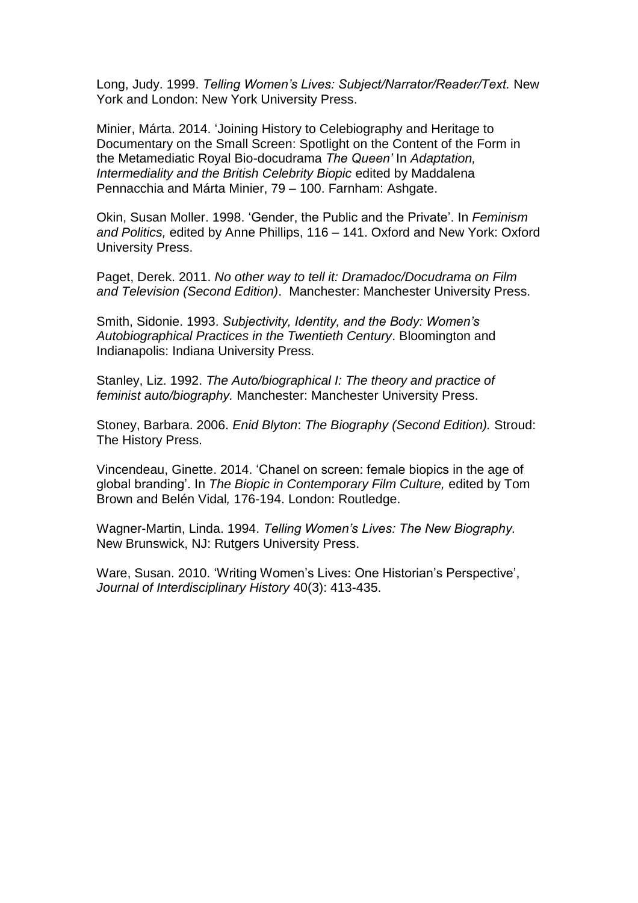Long, Judy. 1999. *Telling Women's Lives: Subject/Narrator/Reader/Text.* New York and London: New York University Press.

Minier, Márta. 2014. 'Joining History to Celebiography and Heritage to Documentary on the Small Screen: Spotlight on the Content of the Form in the Metamediatic Royal Bio-docudrama *The Queen'* In *Adaptation, Intermediality and the British Celebrity Biopic* edited by Maddalena Pennacchia and Márta Minier, 79 – 100. Farnham: Ashgate.

Okin, Susan Moller. 1998. 'Gender, the Public and the Private'. In *Feminism and Politics,* edited by Anne Phillips, 116 – 141. Oxford and New York: Oxford University Press.

Paget, Derek. 2011. *No other way to tell it: Dramadoc/Docudrama on Film and Television (Second Edition)*. Manchester: Manchester University Press.

Smith, Sidonie. 1993. *Subjectivity, Identity, and the Body: Women's Autobiographical Practices in the Twentieth Century*. Bloomington and Indianapolis: Indiana University Press.

Stanley, Liz. 1992. *The Auto/biographical I: The theory and practice of feminist auto/biography.* Manchester: Manchester University Press.

Stoney, Barbara. 2006. *Enid Blyton*: *The Biography (Second Edition).* Stroud: The History Press.

Vincendeau, Ginette. 2014. 'Chanel on screen: female biopics in the age of global branding'. In *The Biopic in Contemporary Film Culture,* edited by Tom Brown and Belén Vidal*,* 176-194. London: Routledge.

Wagner-Martin, Linda. 1994. *Telling Women's Lives: The New Biography.* New Brunswick, NJ: Rutgers University Press.

Ware, Susan. 2010. 'Writing Women's Lives: One Historian's Perspective', *Journal of Interdisciplinary History* 40(3): 413-435.